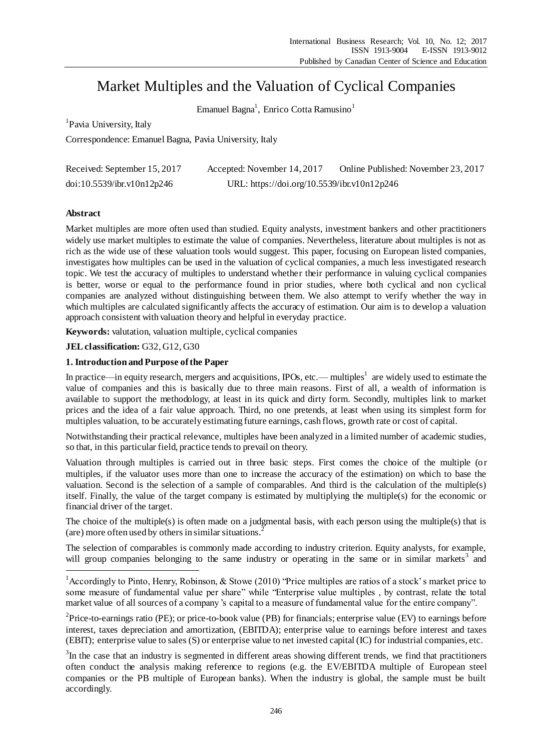# Market Multiples and the Valuation of Cyclical Companies

Emanuel Bagna[1], Enrico Cotta Ramusino[1]

[1]Pavia University, Italy

Correspondence: Emanuel Bagna, Pavia University, Italy

Received: September 15, 2017 Accepted: November 14, 2017 Online Published: November 23, 2017

doi:10.5539/ibr.v10n12p246 URL: https://doi.org/10.5539/ibr.v10n12p246

## Abstract

Market multiples are more often used than studied. Equity analysts, investment bankers and other practitioners widely use market multiples to estimate the value of companies. Nevertheless, literature about multiples is not as rich as the wide use of these valuation tools would suggest. This paper, focusing on European listed companies, investigates how multiples can be used in the valuation of cyclical companies, a much less investigated research topic. We test the accuracy of multiples to understand whether their performance in valuing cyclical companies is better, worse or equal to the performance found in prior studies, where both cyclical and non cyclical companies are analyzed without distinguishing between them. We also attempt to verify whether the way in which multiples are calculated significantly affects the accuracy of estimation. Our aim is to develop a valuation approach consistent with valuation theory and helpful in everyday practice.

**Keywords:** valutation, valuation multiple, cyclical companies

**JEL classification:** G32, G12, G30

## 1. Introduction and Purpose of the Paper

In practice—in equity research, mergers and acquisitions, IPOs, etc.— multiples[1] are widely used to estimate the value of companies and this is basically due to three main reasons. First of all, a wealth of information is available to support the methodology, at least in its quick and dirty form. Secondly, multiples link to market prices and the idea of a fair value approach. Third, no one pretends, at least when using its simplest form for multiples valuation, to be accurately estimating future earnings, cash flows, growth rate or cost of capital.

Notwithstanding their practical relevance, multiples have been analyzed in a limited number of academic studies, so that, in this particular field, practice tends to prevail on theory.

Valuation through multiples is carried out in three basic steps. First comes the choice of the multiple (or multiples, if the valuator uses more than one to increase the accuracy of the estimation) on which to base the valuation. Second is the selection of a sample of comparables. And third is the calculation of the multiple(s) itself. Finally, the value of the target company is estimated by multiplying the multiple(s) for the economic or financial driver of the target.

The choice of the multiple(s) is often made on a judgmental basis, with each person using the multiple(s) that is (are) more often used by others in similar situations.[2]

The selection of comparables is commonly made according to industry criterion. Equity analysts, for example, will group companies belonging to the same industry or operating in the same or in similar markets[3] and

---

[1]Accordingly to Pinto, Henry, Robinson, & Stowe (2010) "Price multiples are ratios of a stock's market price to some measure of fundamental value per share" while "Enterprise value multiples , by contrast, relate the total market value of all sources of a company's capital to a measure of fundamental value for the entire company".

[2]Price-to-earnings ratio (PE); or price-to-book value (PB) for financials; enterprise value (EV) to earnings before interest, taxes depreciation and amortization, (EBITDA); enterprise value to earnings before interest and taxes (EBIT); enterprise value to sales (S) or enterprise value to net invested capital (IC) for industrial companies, etc.

[3]In the case that an industry is segmented in different areas showing different trends, we find that practitioners often conduct the analysis making reference to regions (e.g. the EV/EBITDA multiple of European steel companies or the PB multiple of European banks). When the industry is global, the sample must be built accordingly.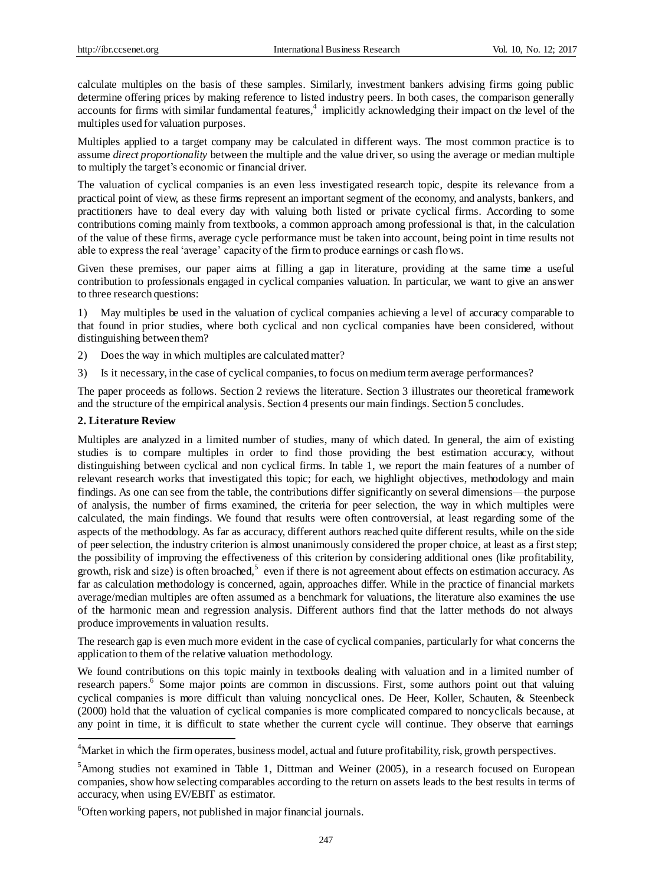calculate multiples on the basis of these samples. Similarly, investment bankers advising firms going public determine offering prices by making reference to listed industry peers. In both cases, the comparison generally accounts for firms with similar fundamental features,[4] implicitly acknowledging their impact on the level of the multiples used for valuation purposes.

Multiples applied to a target company may be calculated in different ways. The most common practice is to assume *direct proportionality* between the multiple and the value driver, so using the average or median multiple to multiply the target's economic or financial driver.

The valuation of cyclical companies is an even less investigated research topic, despite its relevance from a practical point of view, as these firms represent an important segment of the economy, and analysts, bankers, and practitioners have to deal every day with valuing both listed or private cyclical firms. According to some contributions coming mainly from textbooks, a common approach among professional is that, in the calculation of the value of these firms, average cycle performance must be taken into account, being point in time results not able to express the real 'average' capacity of the firm to produce earnings or cash flows.

Given these premises, our paper aims at filling a gap in literature, providing at the same time a useful contribution to professionals engaged in cyclical companies valuation. In particular, we want to give an answer to three research questions:

1) May multiples be used in the valuation of cyclical companies achieving a level of accuracy comparable to that found in prior studies, where both cyclical and non cyclical companies have been considered, without distinguishing between them?

2) Does the way in which multiples are calculated matter?

3) Is it necessary, in the case of cyclical companies, to focus on medium term average performances?

The paper proceeds as follows. Section 2 reviews the literature. Section 3 illustrates our theoretical framework and the structure of the empirical analysis. Section 4 presents our main findings. Section 5 concludes.

## 2. Literature Review

Multiples are analyzed in a limited number of studies, many of which dated. In general, the aim of existing studies is to compare multiples in order to find those providing the best estimation accuracy, without distinguishing between cyclical and non cyclical firms. In table 1, we report the main features of a number of relevant research works that investigated this topic; for each, we highlight objectives, methodology and main findings. As one can see from the table, the contributions differ significantly on several dimensions—the purpose of analysis, the number of firms examined, the criteria for peer selection, the way in which multiples were calculated, the main findings. We found that results were often controversial, at least regarding some of the aspects of the methodology. As far as accuracy, different authors reached quite different results, while on the side of peer selection, the industry criterion is almost unanimously considered the proper choice, at least as a first step; the possibility of improving the effectiveness of this criterion by considering additional ones (like profitability, growth, risk and size) is often broached,[5] even if there is not agreement about effects on estimation accuracy. As far as calculation methodology is concerned, again, approaches differ. While in the practice of financial markets average/median multiples are often assumed as a benchmark for valuations, the literature also examines the use of the harmonic mean and regression analysis. Different authors find that the latter methods do not always produce improvements in valuation results.

The research gap is even much more evident in the case of cyclical companies, particularly for what concerns the application to them of the relative valuation methodology.

We found contributions on this topic mainly in textbooks dealing with valuation and in a limited number of research papers.[6] Some major points are common in discussions. First, some authors point out that valuing cyclical companies is more difficult than valuing noncyclical ones. De Heer, Koller, Schauten, & Steenbeck (2000) hold that the valuation of cyclical companies is more complicated compared to noncyclicals because, at any point in time, it is difficult to state whether the current cycle will continue. They observe that earnings

[4] Market in which the firm operates, business model, actual and future profitability, risk, growth perspectives.

[5] Among studies not examined in Table 1, Dittman and Weiner (2005), in a research focused on European companies, show how selecting comparables according to the return on assets leads to the best results in terms of accuracy, when using EV/EBIT as estimator.

[6] Often working papers, not published in major financial journals.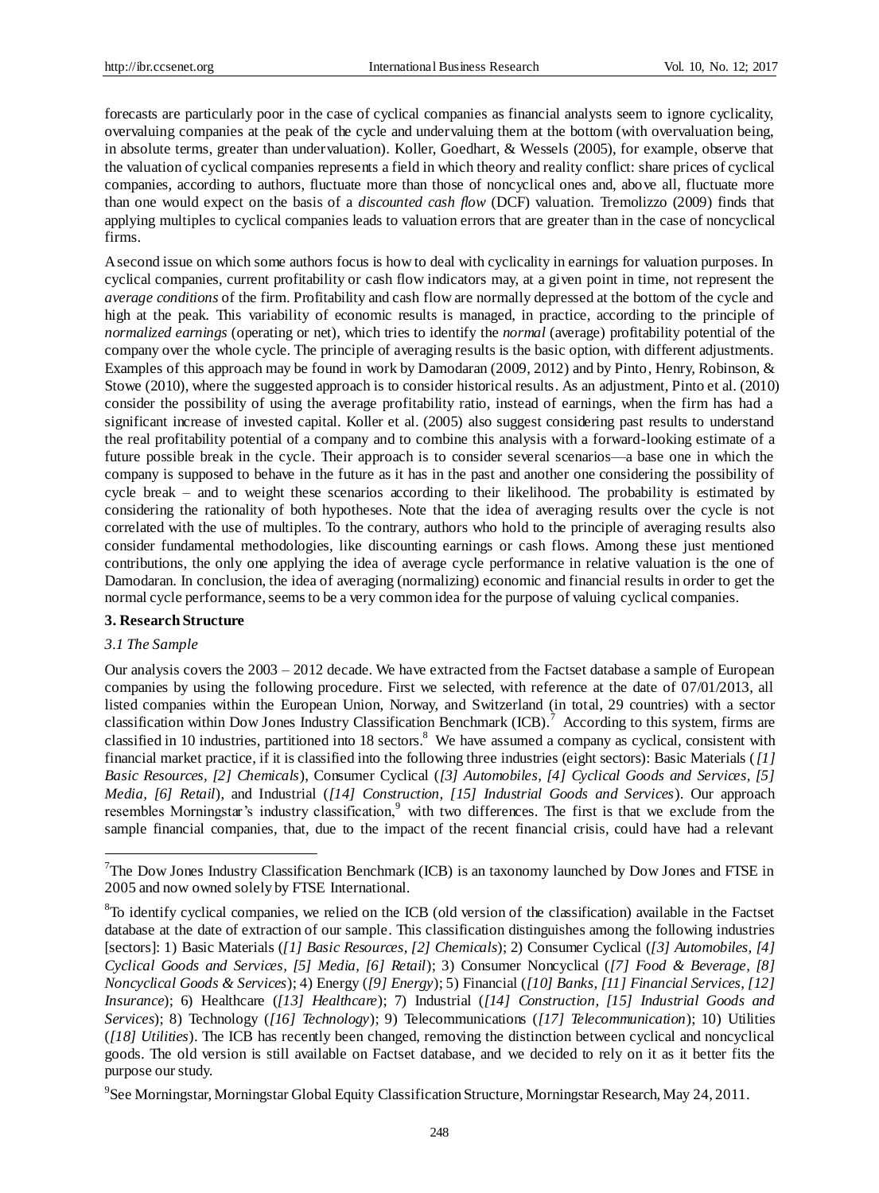forecasts are particularly poor in the case of cyclical companies as financial analysts seem to ignore cyclicality, overvaluing companies at the peak of the cycle and undervaluing them at the bottom (with overvaluation being, in absolute terms, greater than undervaluation). Koller, Goedhart, & Wessels (2005), for example, observe that the valuation of cyclical companies represents a field in which theory and reality conflict: share prices of cyclical companies, according to authors, fluctuate more than those of noncyclical ones and, above all, fluctuate more than one would expect on the basis of a *discounted cash flow* (DCF) valuation. Tremolizzo (2009) finds that applying multiples to cyclical companies leads to valuation errors that are greater than in the case of noncyclical firms.

A second issue on which some authors focus is how to deal with cyclicality in earnings for valuation purposes. In cyclical companies, current profitability or cash flow indicators may, at a given point in time, not represent the *average conditions* of the firm. Profitability and cash flow are normally depressed at the bottom of the cycle and high at the peak. This variability of economic results is managed, in practice, according to the principle of *normalized earnings* (operating or net), which tries to identify the *normal* (average) profitability potential of the company over the whole cycle. The principle of averaging results is the basic option, with different adjustments. Examples of this approach may be found in work by Damodaran (2009, 2012) and by Pinto, Henry, Robinson, & Stowe (2010), where the suggested approach is to consider historical results. As an adjustment, Pinto et al. (2010) consider the possibility of using the average profitability ratio, instead of earnings, when the firm has had a significant increase of invested capital. Koller et al. (2005) also suggest considering past results to understand the real profitability potential of a company and to combine this analysis with a forward-looking estimate of a future possible break in the cycle. Their approach is to consider several scenarios—a base one in which the company is supposed to behave in the future as it has in the past and another one considering the possibility of cycle break – and to weight these scenarios according to their likelihood. The probability is estimated by considering the rationality of both hypotheses. Note that the idea of averaging results over the cycle is not correlated with the use of multiples. To the contrary, authors who hold to the principle of averaging results also consider fundamental methodologies, like discounting earnings or cash flows. Among these just mentioned contributions, the only one applying the idea of average cycle performance in relative valuation is the one of Damodaran. In conclusion, the idea of averaging (normalizing) economic and financial results in order to get the normal cycle performance, seems to be a very common idea for the purpose of valuing cyclical companies.

## 3. Research Structure

### *3.1 The Sample*

Our analysis covers the 2003 – 2012 decade. We have extracted from the Factset database a sample of European companies by using the following procedure. First we selected, with reference at the date of 07/01/2013, all listed companies within the European Union, Norway, and Switzerland (in total, 29 countries) with a sector classification within Dow Jones Industry Classification Benchmark (ICB).[7] According to this system, firms are classified in 10 industries, partitioned into 18 sectors.[8] We have assumed a company as cyclical, consistent with financial market practice, if it is classified into the following three industries (eight sectors): Basic Materials (*[1] Basic Resources, [2] Chemicals*), Consumer Cyclical (*[3] Automobiles, [4] Cyclical Goods and Services, [5] Media, [6] Retail*), and Industrial (*[14] Construction, [15] Industrial Goods and Services*). Our approach resembles Morningstar's industry classification,[9] with two differences. The first is that we exclude from the sample financial companies, that, due to the impact of the recent financial crisis, could have had a relevant

---

[7]The Dow Jones Industry Classification Benchmark (ICB) is an taxonomy launched by Dow Jones and FTSE in 2005 and now owned solely by FTSE International.

[8]To identify cyclical companies, we relied on the ICB (old version of the classification) available in the Factset database at the date of extraction of our sample. This classification distinguishes among the following industries [sectors]: 1) Basic Materials (*[1] Basic Resources, [2] Chemicals*); 2) Consumer Cyclical (*[3] Automobiles, [4] Cyclical Goods and Services, [5] Media, [6] Retail*); 3) Consumer Noncyclical (*[7] Food & Beverage, [8] Noncyclical Goods & Services*); 4) Energy (*[9] Energy*); 5) Financial (*[10] Banks, [11] Financial Services, [12] Insurance*); 6) Healthcare (*[13] Healthcare*); 7) Industrial (*[14] Construction, [15] Industrial Goods and Services*); 8) Technology (*[16] Technology*); 9) Telecommunications (*[17] Telecommunication*); 10) Utilities (*[18] Utilities*). The ICB has recently been changed, removing the distinction between cyclical and noncyclical goods. The old version is still available on Factset database, and we decided to rely on it as it better fits the purpose our study.

[9]See Morningstar, Morningstar Global Equity Classification Structure, Morningstar Research, May 24, 2011.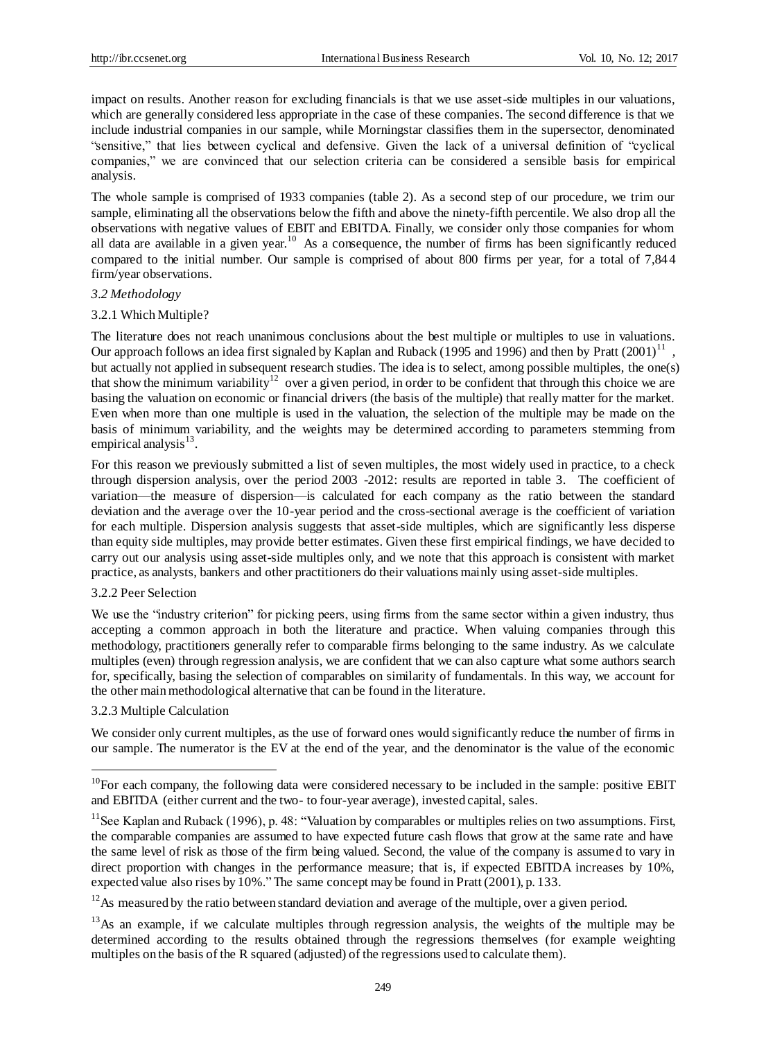impact on results. Another reason for excluding financials is that we use asset-side multiples in our valuations, which are generally considered less appropriate in the case of these companies. The second difference is that we include industrial companies in our sample, while Morningstar classifies them in the supersector, denominated "sensitive," that lies between cyclical and defensive. Given the lack of a universal definition of "cyclical companies," we are convinced that our selection criteria can be considered a sensible basis for empirical analysis.

The whole sample is comprised of 1933 companies (table 2). As a second step of our procedure, we trim our sample, eliminating all the observations below the fifth and above the ninety-fifth percentile. We also drop all the observations with negative values of EBIT and EBITDA. Finally, we consider only those companies for whom all data are available in a given year.[10] As a consequence, the number of firms has been significantly reduced compared to the initial number. Our sample is comprised of about 800 firms per year, for a total of 7,844 firm/year observations.

### *3.2 Methodology*

#### 3.2.1 Which Multiple?

The literature does not reach unanimous conclusions about the best multiple or multiples to use in valuations. Our approach follows an idea first signaled by Kaplan and Ruback (1995 and 1996) and then by Pratt (2001)[11], but actually not applied in subsequent research studies. The idea is to select, among possible multiples, the one(s) that show the minimum variability[12] over a given period, in order to be confident that through this choice we are basing the valuation on economic or financial drivers (the basis of the multiple) that really matter for the market. Even when more than one multiple is used in the valuation, the selection of the multiple may be made on the basis of minimum variability, and the weights may be determined according to parameters stemming from empirical analysis[13].

For this reason we previously submitted a list of seven multiples, the most widely used in practice, to a check through dispersion analysis, over the period 2003 -2012: results are reported in table 3. The coefficient of variation—the measure of dispersion—is calculated for each company as the ratio between the standard deviation and the average over the 10-year period and the cross-sectional average is the coefficient of variation for each multiple. Dispersion analysis suggests that asset-side multiples, which are significantly less disperse than equity side multiples, may provide better estimates. Given these first empirical findings, we have decided to carry out our analysis using asset-side multiples only, and we note that this approach is consistent with market practice, as analysts, bankers and other practitioners do their valuations mainly using asset-side multiples.

#### 3.2.2 Peer Selection

We use the "industry criterion" for picking peers, using firms from the same sector within a given industry, thus accepting a common approach in both the literature and practice. When valuing companies through this methodology, practitioners generally refer to comparable firms belonging to the same industry. As we calculate multiples (even) through regression analysis, we are confident that we can also capture what some authors search for, specifically, basing the selection of comparables on similarity of fundamentals. In this way, we account for the other main methodological alternative that can be found in the literature.

#### 3.2.3 Multiple Calculation

We consider only current multiples, as the use of forward ones would significantly reduce the number of firms in our sample. The numerator is the EV at the end of the year, and the denominator is the value of the economic

---

[10] For each company, the following data were considered necessary to be included in the sample: positive EBIT and EBITDA (either current and the two- to four-year average), invested capital, sales.

[11] See Kaplan and Ruback (1996), p. 48: "Valuation by comparables or multiples relies on two assumptions. First, the comparable companies are assumed to have expected future cash flows that grow at the same rate and have the same level of risk as those of the firm being valued. Second, the value of the company is assumed to vary in direct proportion with changes in the performance measure; that is, if expected EBITDA increases by 10%, expected value also rises by 10%." The same concept may be found in Pratt (2001), p. 133.

[12] As measured by the ratio between standard deviation and average of the multiple, over a given period.

[13] As an example, if we calculate multiples through regression analysis, the weights of the multiple may be determined according to the results obtained through the regressions themselves (for example weighting multiples on the basis of the R squared (adjusted) of the regressions used to calculate them).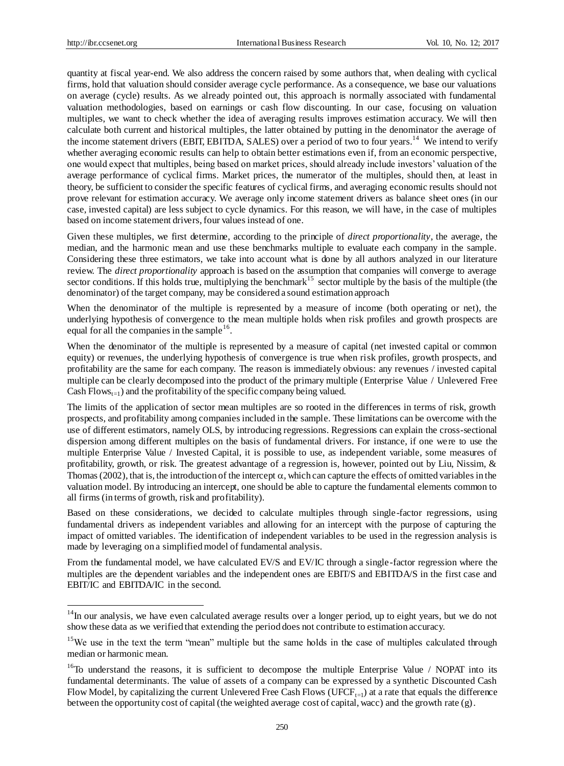quantity at fiscal year-end. We also address the concern raised by some authors that, when dealing with cyclical firms, hold that valuation should consider average cycle performance. As a consequence, we base our valuations on average (cycle) results. As we already pointed out, this approach is normally associated with fundamental valuation methodologies, based on earnings or cash flow discounting. In our case, focusing on valuation multiples, we want to check whether the idea of averaging results improves estimation accuracy. We will then calculate both current and historical multiples, the latter obtained by putting in the denominator the average of the income statement drivers (EBIT, EBITDA, SALES) over a period of two to four years.[14] We intend to verify whether averaging economic results can help to obtain better estimations even if, from an economic perspective, one would expect that multiples, being based on market prices, should already include investors' valuation of the average performance of cyclical firms. Market prices, the numerator of the multiples, should then, at least in theory, be sufficient to consider the specific features of cyclical firms, and averaging economic results should not prove relevant for estimation accuracy. We average only income statement drivers as balance sheet ones (in our case, invested capital) are less subject to cycle dynamics. For this reason, we will have, in the case of multiples based on income statement drivers, four values instead of one.

Given these multiples, we first determine, according to the principle of *direct proportionality*, the average, the median, and the harmonic mean and use these benchmarks multiple to evaluate each company in the sample. Considering these three estimators, we take into account what is done by all authors analyzed in our literature review. The *direct proportionality* approach is based on the assumption that companies will converge to average sector conditions. If this holds true, multiplying the benchmark[15] sector multiple by the basis of the multiple (the denominator) of the target company, may be considered a sound estimation approach

When the denominator of the multiple is represented by a measure of income (both operating or net), the underlying hypothesis of convergence to the mean multiple holds when risk profiles and growth prospects are equal for all the companies in the sample[16].

When the denominator of the multiple is represented by a measure of capital (net invested capital or common equity) or revenues, the underlying hypothesis of convergence is true when risk profiles, growth prospects, and profitability are the same for each company. The reason is immediately obvious: any revenues / invested capital multiple can be clearly decomposed into the product of the primary multiple (Enterprise Value / Unlevered Free Cash Flows$_{t=1}$) and the profitability of the specific company being valued.

The limits of the application of sector mean multiples are so rooted in the differences in terms of risk, growth prospects, and profitability among companies included in the sample. These limitations can be overcome with the use of different estimators, namely OLS, by introducing regressions. Regressions can explain the cross-sectional dispersion among different multiples on the basis of fundamental drivers. For instance, if one were to use the multiple Enterprise Value / Invested Capital, it is possible to use, as independent variable, some measures of profitability, growth, or risk. The greatest advantage of a regression is, however, pointed out by Liu, Nissim, & Thomas (2002), that is, the introduction of the intercept $\alpha$, which can capture the effects of omitted variables in the valuation model. By introducing an intercept, one should be able to capture the fundamental elements common to all firms (in terms of growth, risk and profitability).

Based on these considerations, we decided to calculate multiples through single-factor regressions, using fundamental drivers as independent variables and allowing for an intercept with the purpose of capturing the impact of omitted variables. The identification of independent variables to be used in the regression analysis is made by leveraging on a simplified model of fundamental analysis.

From the fundamental model, we have calculated EV/S and EV/IC through a single-factor regression where the multiples are the dependent variables and the independent ones are EBIT/S and EBITDA/S in the first case and EBIT/IC and EBITDA/IC in the second.

---

[14] In our analysis, we have even calculated average results over a longer period, up to eight years, but we do not show these data as we verified that extending the period does not contribute to estimation accuracy.

[15] We use in the text the term "mean" multiple but the same holds in the case of multiples calculated through median or harmonic mean.

[16] To understand the reasons, it is sufficient to decompose the multiple Enterprise Value / NOPAT into its fundamental determinants. The value of assets of a company can be expressed by a synthetic Discounted Cash Flow Model, by capitalizing the current Unlevered Free Cash Flows (UFCF$_{t=1}$) at a rate that equals the difference between the opportunity cost of capital (the weighted average cost of capital, wacc) and the growth rate (g).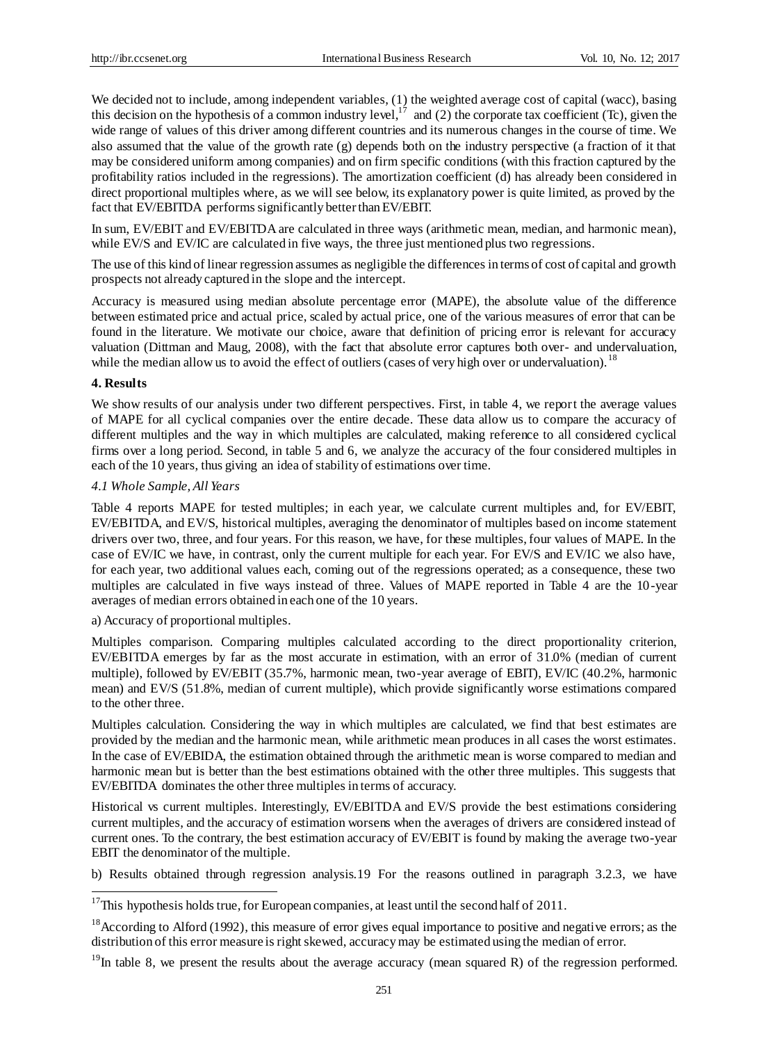We decided not to include, among independent variables, (1) the weighted average cost of capital (wacc), basing this decision on the hypothesis of a common industry level,[17] and (2) the corporate tax coefficient (Tc), given the wide range of values of this driver among different countries and its numerous changes in the course of time. We also assumed that the value of the growth rate (g) depends both on the industry perspective (a fraction of it that may be considered uniform among companies) and on firm specific conditions (with this fraction captured by the profitability ratios included in the regressions). The amortization coefficient (d) has already been considered in direct proportional multiples where, as we will see below, its explanatory power is quite limited, as proved by the fact that EV/EBITDA performs significantly better than EV/EBIT.

In sum, EV/EBIT and EV/EBITDA are calculated in three ways (arithmetic mean, median, and harmonic mean), while EV/S and EV/IC are calculated in five ways, the three just mentioned plus two regressions.

The use of this kind of linear regression assumes as negligible the differences in terms of cost of capital and growth prospects not already captured in the slope and the intercept.

Accuracy is measured using median absolute percentage error (MAPE), the absolute value of the difference between estimated price and actual price, scaled by actual price, one of the various measures of error that can be found in the literature. We motivate our choice, aware that definition of pricing error is relevant for accuracy valuation (Dittman and Maug, 2008), with the fact that absolute error captures both over- and undervaluation, while the median allow us to avoid the effect of outliers (cases of very high over or undervaluation).[18]

## 4. Results

We show results of our analysis under two different perspectives. First, in table 4, we report the average values of MAPE for all cyclical companies over the entire decade. These data allow us to compare the accuracy of different multiples and the way in which multiples are calculated, making reference to all considered cyclical firms over a long period. Second, in table 5 and 6, we analyze the accuracy of the four considered multiples in each of the 10 years, thus giving an idea of stability of estimations over time.

### *4.1 Whole Sample, All Years*

Table 4 reports MAPE for tested multiples; in each year, we calculate current multiples and, for EV/EBIT, EV/EBITDA, and EV/S, historical multiples, averaging the denominator of multiples based on income statement drivers over two, three, and four years. For this reason, we have, for these multiples, four values of MAPE. In the case of EV/IC we have, in contrast, only the current multiple for each year. For EV/S and EV/IC we also have, for each year, two additional values each, coming out of the regressions operated; as a consequence, these two multiples are calculated in five ways instead of three. Values of MAPE reported in Table 4 are the 10-year averages of median errors obtained in each one of the 10 years.

a) Accuracy of proportional multiples.

Multiples comparison. Comparing multiples calculated according to the direct proportionality criterion, EV/EBITDA emerges by far as the most accurate in estimation, with an error of 31.0% (median of current multiple), followed by EV/EBIT (35.7%, harmonic mean, two-year average of EBIT), EV/IC (40.2%, harmonic mean) and EV/S (51.8%, median of current multiple), which provide significantly worse estimations compared to the other three.

Multiples calculation. Considering the way in which multiples are calculated, we find that best estimates are provided by the median and the harmonic mean, while arithmetic mean produces in all cases the worst estimates. In the case of EV/EBIDA, the estimation obtained through the arithmetic mean is worse compared to median and harmonic mean but is better than the best estimations obtained with the other three multiples. This suggests that EV/EBITDA dominates the other three multiples in terms of accuracy.

Historical vs current multiples. Interestingly, EV/EBITDA and EV/S provide the best estimations considering current multiples, and the accuracy of estimation worsens when the averages of drivers are considered instead of current ones. To the contrary, the best estimation accuracy of EV/EBIT is found by making the average two-year EBIT the denominator of the multiple.

b) Results obtained through regression analysis.19 For the reasons outlined in paragraph 3.2.3, we have

[17] This hypothesis holds true, for European companies, at least until the second half of 2011.

[18] According to Alford (1992), this measure of error gives equal importance to positive and negative errors; as the distribution of this error measure is right skewed, accuracy may be estimated using the median of error.

[19] In table 8, we present the results about the average accuracy (mean squared R) of the regression performed.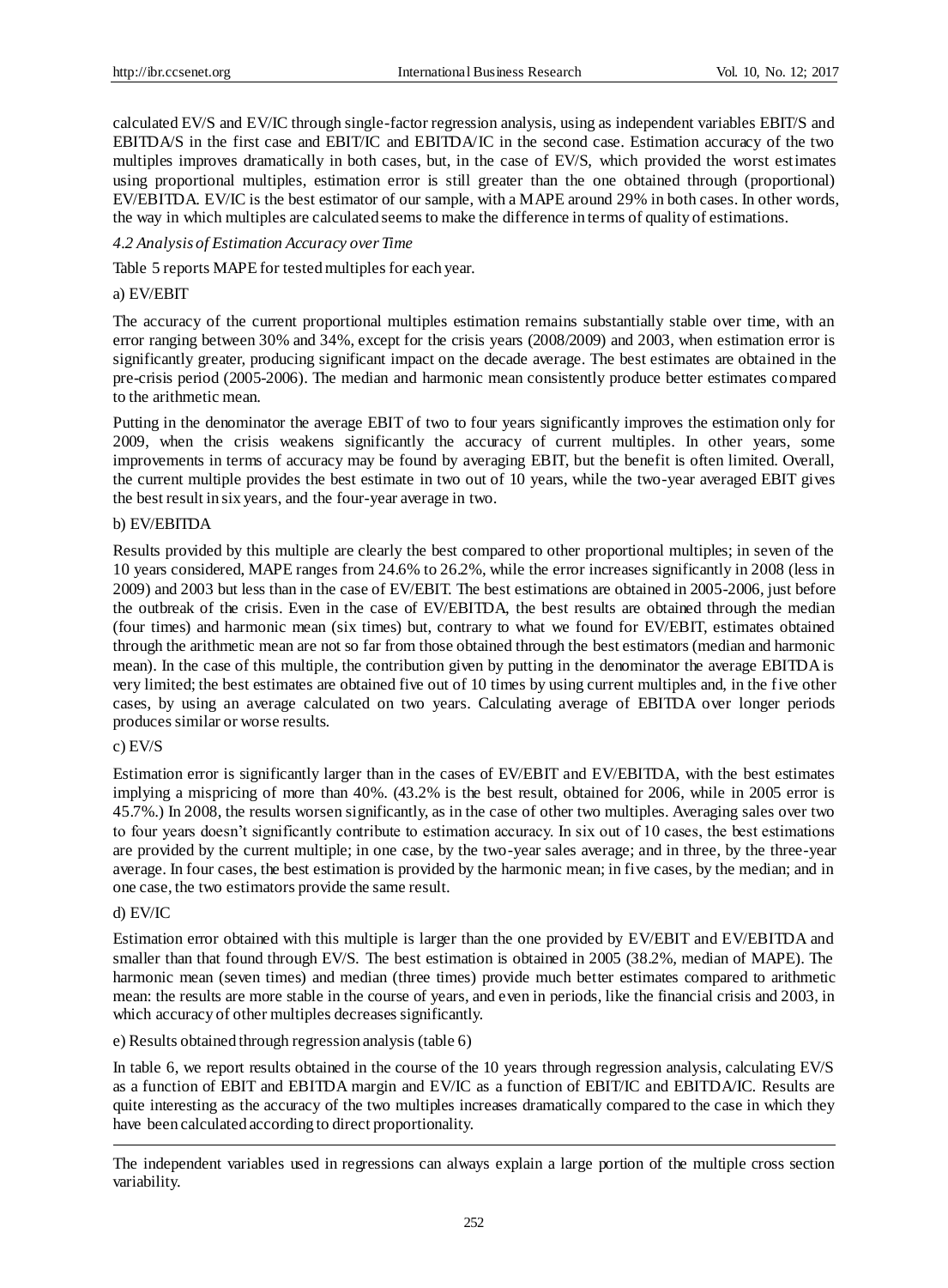calculated EV/S and EV/IC through single-factor regression analysis, using as independent variables EBIT/S and EBITDA/S in the first case and EBIT/IC and EBITDA/IC in the second case. Estimation accuracy of the two multiples improves dramatically in both cases, but, in the case of EV/S, which provided the worst estimates using proportional multiples, estimation error is still greater than the one obtained through (proportional) EV/EBITDA. EV/IC is the best estimator of our sample, with a MAPE around 29% in both cases. In other words, the way in which multiples are calculated seems to make the difference in terms of quality of estimations.

### *4.2 Analysis of Estimation Accuracy over Time*

Table 5 reports MAPE for tested multiples for each year.

a) EV/EBIT

The accuracy of the current proportional multiples estimation remains substantially stable over time, with an error ranging between 30% and 34%, except for the crisis years (2008/2009) and 2003, when estimation error is significantly greater, producing significant impact on the decade average. The best estimates are obtained in the pre-crisis period (2005-2006). The median and harmonic mean consistently produce better estimates compared to the arithmetic mean.

Putting in the denominator the average EBIT of two to four years significantly improves the estimation only for 2009, when the crisis weakens significantly the accuracy of current multiples. In other years, some improvements in terms of accuracy may be found by averaging EBIT, but the benefit is often limited. Overall, the current multiple provides the best estimate in two out of 10 years, while the two-year averaged EBIT gives the best result in six years, and the four-year average in two.

b) EV/EBITDA

Results provided by this multiple are clearly the best compared to other proportional multiples; in seven of the 10 years considered, MAPE ranges from 24.6% to 26.2%, while the error increases significantly in 2008 (less in 2009) and 2003 but less than in the case of EV/EBIT. The best estimations are obtained in 2005-2006, just before the outbreak of the crisis. Even in the case of EV/EBITDA, the best results are obtained through the median (four times) and harmonic mean (six times) but, contrary to what we found for EV/EBIT, estimates obtained through the arithmetic mean are not so far from those obtained through the best estimators (median and harmonic mean). In the case of this multiple, the contribution given by putting in the denominator the average EBITDA is very limited; the best estimates are obtained five out of 10 times by using current multiples and, in the five other cases, by using an average calculated on two years. Calculating average of EBITDA over longer periods produces similar or worse results.

c) EV/S

Estimation error is significantly larger than in the cases of EV/EBIT and EV/EBITDA, with the best estimates implying a mispricing of more than 40%. (43.2% is the best result, obtained for 2006, while in 2005 error is 45.7%.) In 2008, the results worsen significantly, as in the case of other two multiples. Averaging sales over two to four years doesn't significantly contribute to estimation accuracy. In six out of 10 cases, the best estimations are provided by the current multiple; in one case, by the two-year sales average; and in three, by the three-year average. In four cases, the best estimation is provided by the harmonic mean; in five cases, by the median; and in one case, the two estimators provide the same result.

d) EV/IC

Estimation error obtained with this multiple is larger than the one provided by EV/EBIT and EV/EBITDA and smaller than that found through EV/S. The best estimation is obtained in 2005 (38.2%, median of MAPE). The harmonic mean (seven times) and median (three times) provide much better estimates compared to arithmetic mean: the results are more stable in the course of years, and even in periods, like the financial crisis and 2003, in which accuracy of other multiples decreases significantly.

e) Results obtained through regression analysis (table 6)

In table 6, we report results obtained in the course of the 10 years through regression analysis, calculating EV/S as a function of EBIT and EBITDA margin and EV/IC as a function of EBIT/IC and EBITDA/IC. Results are quite interesting as the accuracy of the two multiples increases dramatically compared to the case in which they have been calculated according to direct proportionality.

The independent variables used in regressions can always explain a large portion of the multiple cross section variability.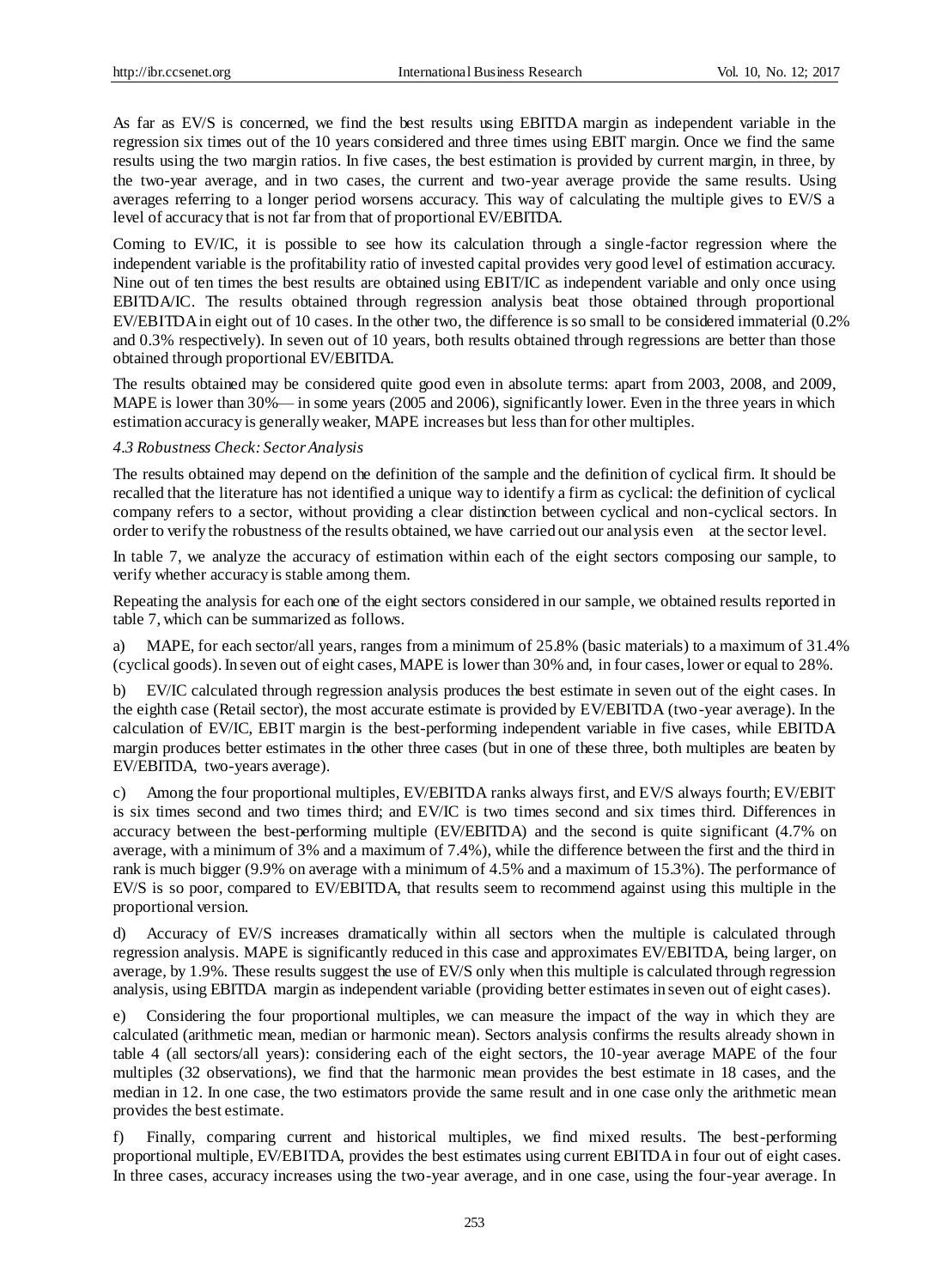As far as EV/S is concerned, we find the best results using EBITDA margin as independent variable in the regression six times out of the 10 years considered and three times using EBIT margin. Once we find the same results using the two margin ratios. In five cases, the best estimation is provided by current margin, in three, by the two-year average, and in two cases, the current and two-year average provide the same results. Using averages referring to a longer period worsens accuracy. This way of calculating the multiple gives to EV/S a level of accuracy that is not far from that of proportional EV/EBITDA.

Coming to EV/IC, it is possible to see how its calculation through a single-factor regression where the independent variable is the profitability ratio of invested capital provides very good level of estimation accuracy. Nine out of ten times the best results are obtained using EBIT/IC as independent variable and only once using EBITDA/IC. The results obtained through regression analysis beat those obtained through proportional EV/EBITDA in eight out of 10 cases. In the other two, the difference is so small to be considered immaterial (0.2% and 0.3% respectively). In seven out of 10 years, both results obtained through regressions are better than those obtained through proportional EV/EBITDA.

The results obtained may be considered quite good even in absolute terms: apart from 2003, 2008, and 2009, MAPE is lower than 30%— in some years (2005 and 2006), significantly lower. Even in the three years in which estimation accuracy is generally weaker, MAPE increases but less than for other multiples.

### *4.3 Robustness Check: Sector Analysis*

The results obtained may depend on the definition of the sample and the definition of cyclical firm. It should be recalled that the literature has not identified a unique way to identify a firm as cyclical: the definition of cyclical company refers to a sector, without providing a clear distinction between cyclical and non-cyclical sectors. In order to verify the robustness of the results obtained, we have carried out our analysis even at the sector level.

In table 7, we analyze the accuracy of estimation within each of the eight sectors composing our sample, to verify whether accuracy is stable among them.

Repeating the analysis for each one of the eight sectors considered in our sample, we obtained results reported in table 7, which can be summarized as follows.

a) MAPE, for each sector/all years, ranges from a minimum of 25.8% (basic materials) to a maximum of 31.4% (cyclical goods). In seven out of eight cases, MAPE is lower than 30% and, in four cases, lower or equal to 28%.

b) EV/IC calculated through regression analysis produces the best estimate in seven out of the eight cases. In the eighth case (Retail sector), the most accurate estimate is provided by EV/EBITDA (two-year average). In the calculation of EV/IC, EBIT margin is the best-performing independent variable in five cases, while EBITDA margin produces better estimates in the other three cases (but in one of these three, both multiples are beaten by EV/EBITDA, two-years average).

c) Among the four proportional multiples, EV/EBITDA ranks always first, and EV/S always fourth; EV/EBIT is six times second and two times third; and EV/IC is two times second and six times third. Differences in accuracy between the best-performing multiple (EV/EBITDA) and the second is quite significant (4.7% on average, with a minimum of 3% and a maximum of 7.4%), while the difference between the first and the third in rank is much bigger (9.9% on average with a minimum of 4.5% and a maximum of 15.3%). The performance of EV/S is so poor, compared to EV/EBITDA, that results seem to recommend against using this multiple in the proportional version.

d) Accuracy of EV/S increases dramatically within all sectors when the multiple is calculated through regression analysis. MAPE is significantly reduced in this case and approximates EV/EBITDA, being larger, on average, by 1.9%. These results suggest the use of EV/S only when this multiple is calculated through regression analysis, using EBITDA margin as independent variable (providing better estimates in seven out of eight cases).

e) Considering the four proportional multiples, we can measure the impact of the way in which they are calculated (arithmetic mean, median or harmonic mean). Sectors analysis confirms the results already shown in table 4 (all sectors/all years): considering each of the eight sectors, the 10-year average MAPE of the four multiples (32 observations), we find that the harmonic mean provides the best estimate in 18 cases, and the median in 12. In one case, the two estimators provide the same result and in one case only the arithmetic mean provides the best estimate.

f) Finally, comparing current and historical multiples, we find mixed results. The best-performing proportional multiple, EV/EBITDA, provides the best estimates using current EBITDA in four out of eight cases. In three cases, accuracy increases using the two-year average, and in one case, using the four-year average. In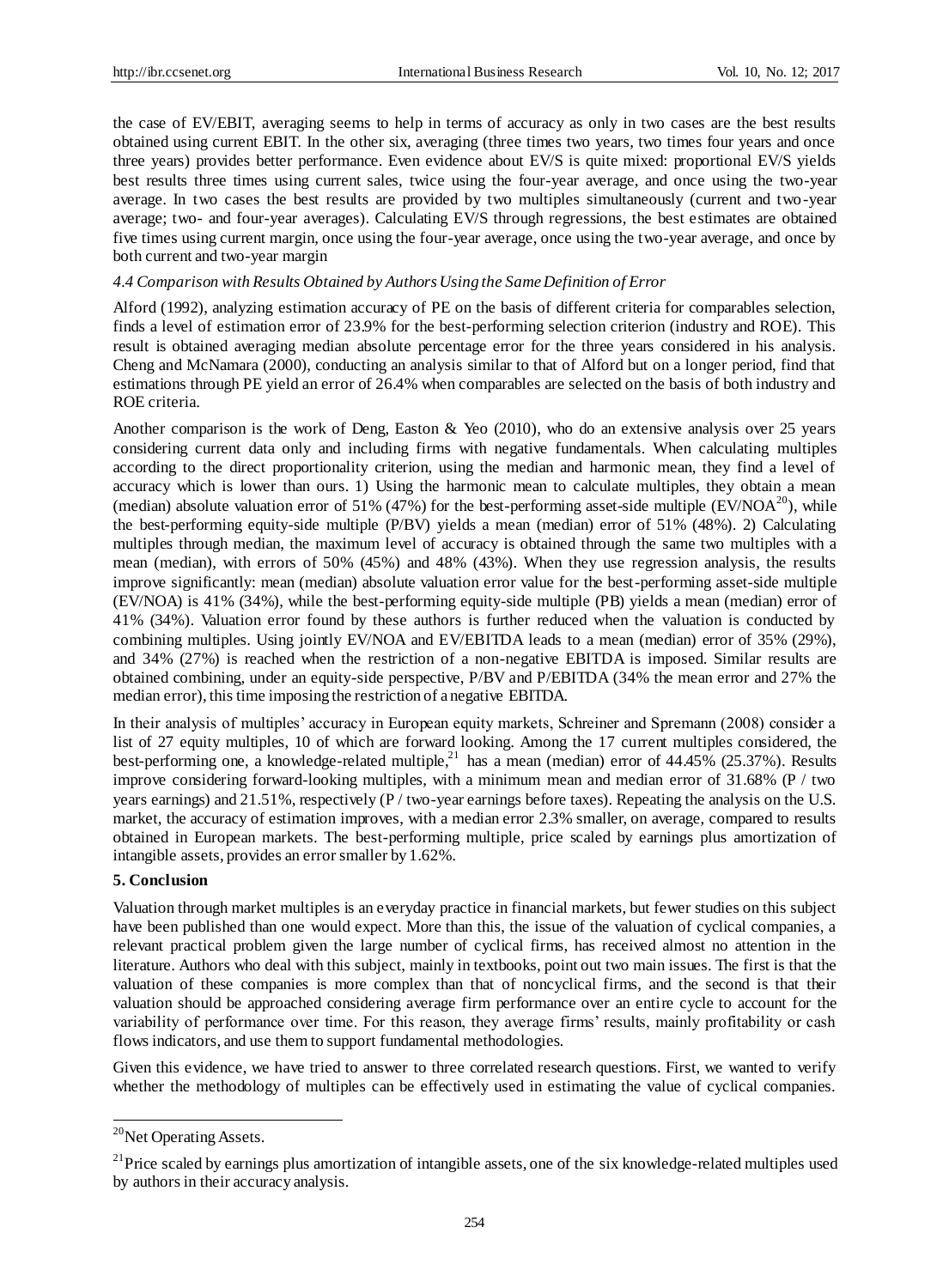the case of EV/EBIT, averaging seems to help in terms of accuracy as only in two cases are the best results obtained using current EBIT. In the other six, averaging (three times two years, two times four years and once three years) provides better performance. Even evidence about EV/S is quite mixed: proportional EV/S yields best results three times using current sales, twice using the four-year average, and once using the two-year average. In two cases the best results are provided by two multiples simultaneously (current and two-year average; two- and four-year averages). Calculating EV/S through regressions, the best estimates are obtained five times using current margin, once using the four-year average, once using the two-year average, and once by both current and two-year margin

*4.4 Comparison with Results Obtained by Authors Using the Same Definition of Error*

Alford (1992), analyzing estimation accuracy of PE on the basis of different criteria for comparables selection, finds a level of estimation error of 23.9% for the best-performing selection criterion (industry and ROE). This result is obtained averaging median absolute percentage error for the three years considered in his analysis. Cheng and McNamara (2000), conducting an analysis similar to that of Alford but on a longer period, find that estimations through PE yield an error of 26.4% when comparables are selected on the basis of both industry and ROE criteria.

Another comparison is the work of Deng, Easton & Yeo (2010), who do an extensive analysis over 25 years considering current data only and including firms with negative fundamentals. When calculating multiples according to the direct proportionality criterion, using the median and harmonic mean, they find a level of accuracy which is lower than ours. 1) Using the harmonic mean to calculate multiples, they obtain a mean (median) absolute valuation error of 51% (47%) for the best-performing asset-side multiple (EV/NOA[20]), while the best-performing equity-side multiple (P/BV) yields a mean (median) error of 51% (48%). 2) Calculating multiples through median, the maximum level of accuracy is obtained through the same two multiples with a mean (median), with errors of 50% (45%) and 48% (43%). When they use regression analysis, the results improve significantly: mean (median) absolute valuation error value for the best-performing asset-side multiple (EV/NOA) is 41% (34%), while the best-performing equity-side multiple (PB) yields a mean (median) error of 41% (34%). Valuation error found by these authors is further reduced when the valuation is conducted by combining multiples. Using jointly EV/NOA and EV/EBITDA leads to a mean (median) error of 35% (29%), and 34% (27%) is reached when the restriction of a non-negative EBITDA is imposed. Similar results are obtained combining, under an equity-side perspective, P/BV and P/EBITDA (34% the mean error and 27% the median error), this time imposing the restriction of a negative EBITDA.

In their analysis of multiples' accuracy in European equity markets, Schreiner and Spremann (2008) consider a list of 27 equity multiples, 10 of which are forward looking. Among the 17 current multiples considered, the best-performing one, a knowledge-related multiple,[21] has a mean (median) error of 44.45% (25.37%). Results improve considering forward-looking multiples, with a minimum mean and median error of 31.68% (P / two years earnings) and 21.51%, respectively (P / two-year earnings before taxes). Repeating the analysis on the U.S. market, the accuracy of estimation improves, with a median error 2.3% smaller, on average, compared to results obtained in European markets. The best-performing multiple, price scaled by earnings plus amortization of intangible assets, provides an error smaller by 1.62%.

## 5. Conclusion

Valuation through market multiples is an everyday practice in financial markets, but fewer studies on this subject have been published than one would expect. More than this, the issue of the valuation of cyclical companies, a relevant practical problem given the large number of cyclical firms, has received almost no attention in the literature. Authors who deal with this subject, mainly in textbooks, point out two main issues. The first is that the valuation of these companies is more complex than that of noncyclical firms, and the second is that their valuation should be approached considering average firm performance over an entire cycle to account for the variability of performance over time. For this reason, they average firms' results, mainly profitability or cash flows indicators, and use them to support fundamental methodologies.

Given this evidence, we have tried to answer to three correlated research questions. First, we wanted to verify whether the methodology of multiples can be effectively used in estimating the value of cyclical companies.

---

[20] Net Operating Assets.

[21] Price scaled by earnings plus amortization of intangible assets, one of the six knowledge-related multiples used by authors in their accuracy analysis.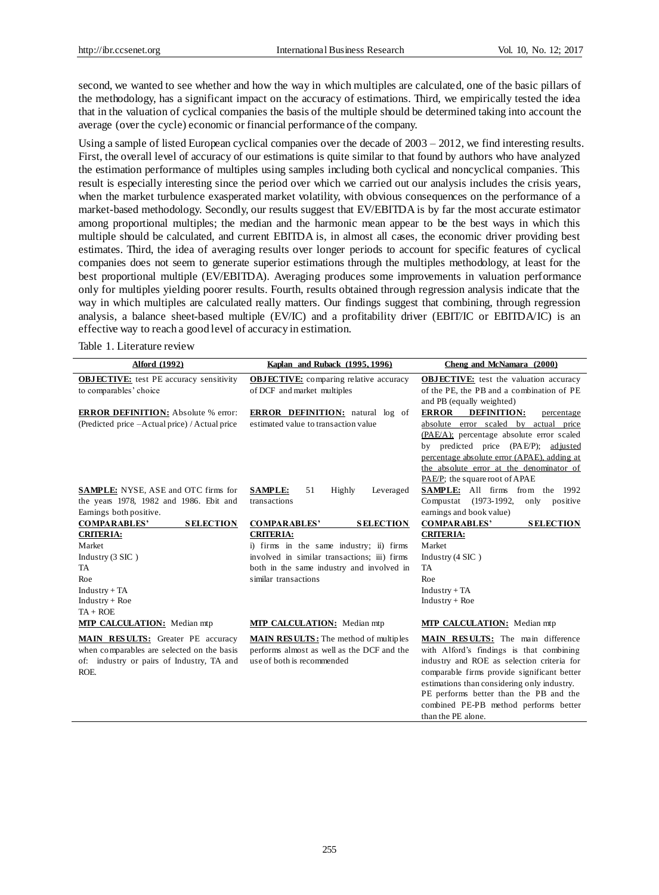second, we wanted to see whether and how the way in which multiples are calculated, one of the basic pillars of the methodology, has a significant impact on the accuracy of estimations. Third, we empirically tested the idea that in the valuation of cyclical companies the basis of the multiple should be determined taking into account the average (over the cycle) economic or financial performance of the company.

Using a sample of listed European cyclical companies over the decade of 2003 – 2012, we find interesting results. First, the overall level of accuracy of our estimations is quite similar to that found by authors who have analyzed the estimation performance of multiples using samples including both cyclical and noncyclical companies. This result is especially interesting since the period over which we carried out our analysis includes the crisis years, when the market turbulence exasperated market volatility, with obvious consequences on the performance of a market-based methodology. Secondly, our results suggest that EV/EBITDA is by far the most accurate estimator among proportional multiples; the median and the harmonic mean appear to be the best ways in which this multiple should be calculated, and current EBITDA is, in almost all cases, the economic driver providing best estimates. Third, the idea of averaging results over longer periods to account for specific features of cyclical companies does not seem to generate superior estimations through the multiples methodology, at least for the best proportional multiple (EV/EBITDA). Averaging produces some improvements in valuation performance only for multiples yielding poorer results. Fourth, results obtained through regression analysis indicate that the way in which multiples are calculated really matters. Our findings suggest that combining, through regression analysis, a balance sheet-based multiple (EV/IC) and a profitability driver (EBIT/IC or EBITDA/IC) is an effective way to reach a good level of accuracy in estimation.

Table 1. Literature review

| Alford (1992) | Kaplan and Ruback (1995, 1996) | Cheng and McNamara (2000) |
|---|---|---|
| **OBJECTIVE:** test PE accuracy sensitivity to comparables' choice | **OBJECTIVE:** comparing relative accuracy of DCF and market multiples | **OBJECTIVE:** test the valuation accuracy of the PE, the PB and a combination of PE and PB (equally weighted) |
| **ERROR DEFINITION:** Absolute % error: (Predicted price –Actual price) / Actual price | **ERROR DEFINITION:** natural log of estimated value to transaction value | **ERROR DEFINITION:** percentage absolute error scaled by actual price (PAE/A); percentage absolute error scaled by predicted price (PAE/P); adjusted percentage absolute error (APAE), adding at the absolute error at the denominator of PAE/P; the square root of APAE |
| **SAMPLE:** NYSE, ASE and OTC firms for the years 1978, 1982 and 1986. Ebit and Earnings both positive. | **SAMPLE:** 51 Highly Leveraged transactions | **SAMPLE:** All firms from the 1992 Compustat (1973-1992, only positive earnings and book value) |
| **COMPARABLES' SELECTION CRITERIA:** Market; Industry (3 SIC ); TA; Roe; Industry + TA; Industry + Roe; TA + ROE | **COMPARABLES' SELECTION CRITERIA:** i) firms in the same industry; ii) firms involved in similar transactions; iii) firms both in the same industry and involved in similar transactions | **COMPARABLES' SELECTION CRITERIA:** Market; Industry (4 SIC ); TA; Roe; Industry + TA; Industry + Roe |
| **MTP CALCULATION:** Median mtp | **MTP CALCULATION:** Median mtp | **MTP CALCULATION:** Median mtp |
| **MAIN RESULTS:** Greater PE accuracy when comparables are selected on the basis of: industry or pairs of Industry, TA and ROE. | **MAIN RESULTS:** The method of multiples performs almost as well as the DCF and the use of both is recommended | **MAIN RESULTS:** The main difference with Alford's findings is that combining industry and ROE as selection criteria for comparable firms provide significant better estimations than considering only industry. PE performs better than the PB and the combined PE-PB method performs better than the PE alone. |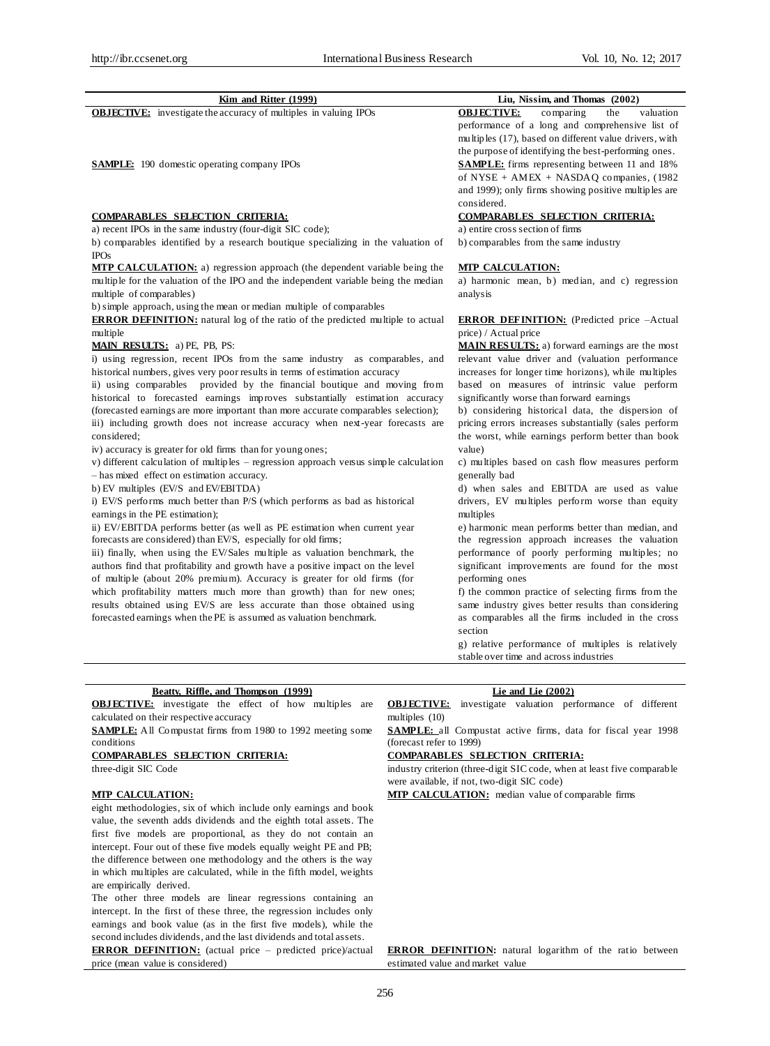| Kim and Ritter (1999) | Liu, Nissim, and Thomas (2002) |
|---|---|
| **OBJECTIVE:** investigate the accuracy of multiples in valuing IPOs | **OBJECTIVE:** comparing the valuation performance of a long and comprehensive list of multiples (17), based on different value drivers, with the purpose of identifying the best-performing ones. |
| **SAMPLE:** 190 domestic operating company IPOs | **SAMPLE:** firms representing between 11 and 18% of NYSE + AMEX + NASDAQ companies, (1982 and 1999); only firms showing positive multiples are considered. |
| **COMPARABLES SELECTION CRITERIA:** a) recent IPOs in the same industry (four-digit SIC code); b) comparables identified by a research boutique specializing in the valuation of IPOs | **COMPARABLES SELECTION CRITERIA:** a) entire cross section of firms b) comparables from the same industry |
| **MTP CALCULATION:** a) regression approach (the dependent variable being the multiple for the valuation of the IPO and the independent variable being the median multiple of comparables) b) simple approach, using the mean or median multiple of comparables | **MTP CALCULATION:** a) harmonic mean, b) median, and c) regression analysis |
| **ERROR DEFINITION:** natural log of the ratio of the predicted multiple to actual multiple | **ERROR DEFINITION:** (Predicted price –Actual price) / Actual price |
| **MAIN RESULTS:** a) PE, PB, PS: i) using regression, recent IPOs from the same industry as comparables, and historical numbers, gives very poor results in terms of estimation accuracy ii) using comparables provided by the financial boutique and moving from historical to forecasted earnings improves substantially estimation accuracy (forecasted earnings are more important than more accurate comparables selection); iii) including growth does not increase accuracy when next-year forecasts are considered; iv) accuracy is greater for old firms than for young ones; v) different calculation of multiples – regression approach versus simple calculation – has mixed effect on estimation accuracy. b) EV multiples (EV/S and EV/EBITDA) i) EV/S performs much better than P/S (which performs as bad as historical earnings in the PE estimation); ii) EV/EBITDA performs better (as well as PE estimation when current year forecasts are considered) than EV/S, especially for old firms; iii) finally, when using the EV/Sales multiple as valuation benchmark, the authors find that profitability and growth have a positive impact on the level of multiple (about 20% premium). Accuracy is greater for old firms (for which profitability matters much more than growth) than for new ones; results obtained using EV/S are less accurate than those obtained using forecasted earnings when the PE is assumed as valuation benchmark. | **MAIN RESULTS:** a) forward earnings are the most relevant value driver and (valuation performance increases for longer time horizons), while multiples based on measures of intrinsic value perform significantly worse than forward earnings b) considering historical data, the dispersion of pricing errors increases substantially (sales perform the worst, while earnings perform better than book value) c) multiples based on cash flow measures perform generally bad d) when sales and EBITDA are used as value drivers, EV multiples perform worse than equity multiples e) harmonic mean performs better than median, and the regression approach increases the valuation performance of poorly performing multiples; no significant improvements are found for the most performing ones f) the common practice of selecting firms from the same industry gives better results than considering as comparables all the firms included in the cross section g) relative performance of multiples is relatively stable over time and across industries |

| Beatty, Riffle, and Thompson (1999) | Lie and Lie (2002) |
|---|---|
| **OBJECTIVE:** investigate the effect of how multiples are calculated on their respective accuracy | **OBJECTIVE:** investigate valuation performance of different multiples (10) |
| **SAMPLE:** All Compustat firms from 1980 to 1992 meeting some conditions | **SAMPLE:** all Compustat active firms, data for fiscal year 1998 (forecast refer to 1999) |
| **COMPARABLES SELECTION CRITERIA:** three-digit SIC Code | **COMPARABLES SELECTION CRITERIA:** industry criterion (three-digit SIC code, when at least five comparable were available, if not, two-digit SIC code) |
| **MTP CALCULATION:** eight methodologies, six of which include only earnings and book value, the seventh adds dividends and the eighth total assets. The first five models are proportional, as they do not contain an intercept. Four out of these five models equally weight PE and PB; the difference between one methodology and the others is the way in which multiples are calculated, while in the fifth model, weights are empirically derived. The other three models are linear regressions containing an intercept. In the first of these three, the regression includes only earnings and book value (as in the first five models), while the second includes dividends, and the last dividends and total assets. | **MTP CALCULATION:** median value of comparable firms |
| **ERROR DEFINITION:** (actual price – predicted price)/actual price (mean value is considered) | **ERROR DEFINITION:** natural logarithm of the ratio between estimated value and market value |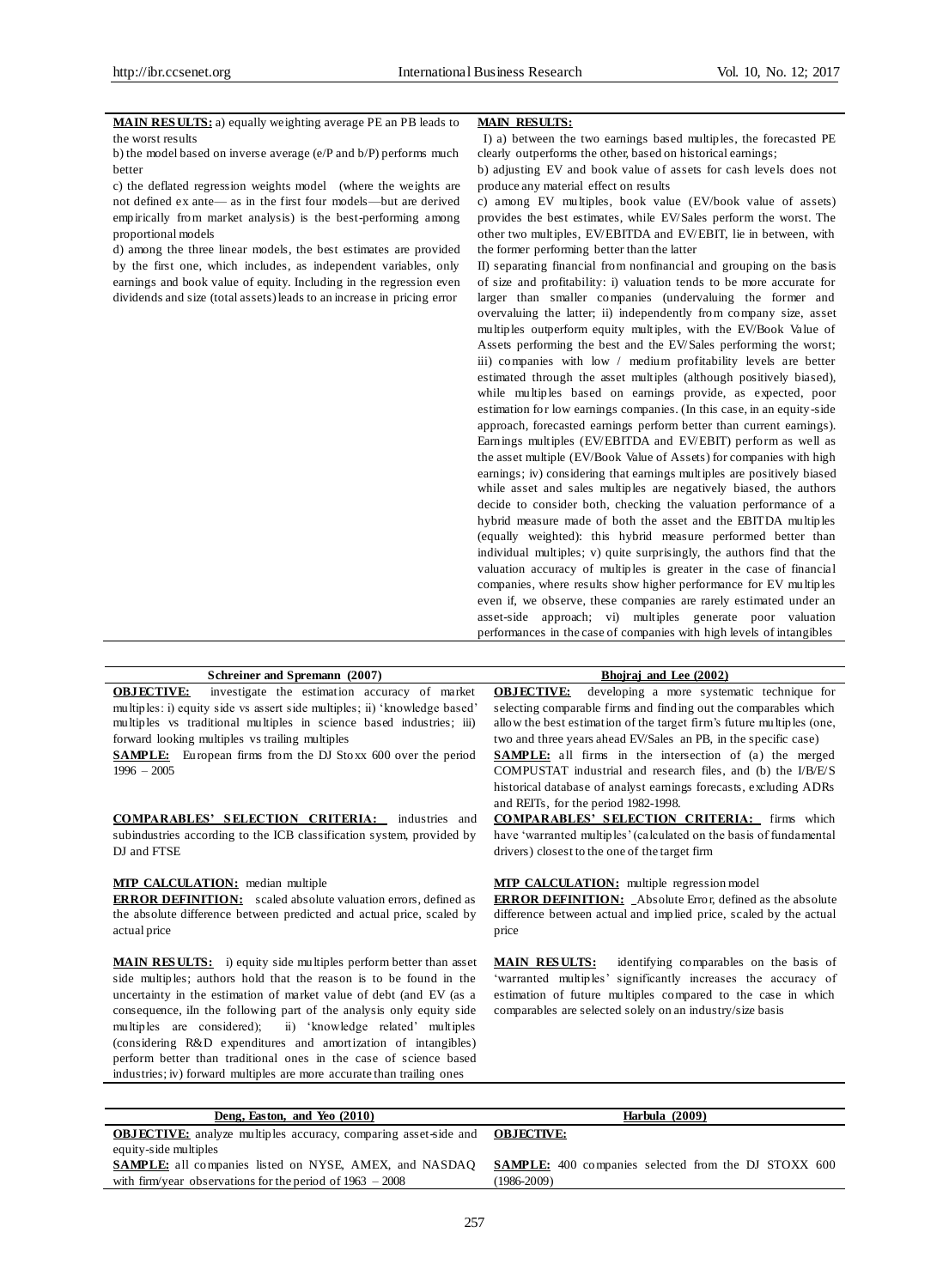| | |
|---|---|
| **MAIN RESULTS:** a) equally weighting average PE an PB leads to the worst results<br>b) the model based on inverse average (e/P and b/P) performs much better<br>c) the deflated regression weights model (where the weights are not defined ex ante— as in the first four models—but are derived empirically from market analysis) is the best-performing among proportional models<br>d) among the three linear models, the best estimates are provided by the first one, which includes, as independent variables, only earnings and book value of equity. Including in the regression even dividends and size (total assets) leads to an increase in pricing error | **MAIN RESULTS:**<br>I) a) between the two earnings based multiples, the forecasted PE clearly outperforms the other, based on historical earnings;<br>b) adjusting EV and book value of assets for cash levels does not produce any material effect on results<br>c) among EV multiples, book value (EV/book value of assets) provides the best estimates, while EV/Sales perform the worst. The other two multiples, EV/EBITDA and EV/EBIT, lie in between, with the former performing better than the latter<br>II) separating financial from nonfinancial and grouping on the basis of size and profitability: i) valuation tends to be more accurate for larger than smaller companies (undervaluing the former and overvaluing the latter; ii) independently from company size, asset multiples outperform equity multiples, with the EV/Book Value of Assets performing the best and the EV/Sales performing the worst; iii) companies with low / medium profitability levels are better estimated through the asset multiples (although positively biased), while multiples based on earnings provide, as expected, poor estimation for low earnings companies. (In this case, in an equity-side approach, forecasted earnings perform better than current earnings). Earnings multiples (EV/EBITDA and EV/EBIT) perform as well as the asset multiple (EV/Book Value of Assets) for companies with high earnings; iv) considering that earnings multiples are positively biased while asset and sales multiples are negatively biased, the authors decide to consider both, checking the valuation performance of a hybrid measure made of both the asset and the EBITDA multiples (equally weighted): this hybrid measure performed better than individual multiples; v) quite surprisingly, the authors find that the valuation accuracy of multiples is greater in the case of financial companies, where results show higher performance for EV multiples even if, we observe, these companies are rarely estimated under an asset-side approach; vi) multiples generate poor valuation performances in the case of companies with high levels of intangibles |

| Schreiner and Spremann (2007) | Bhojraj and Lee (2002) |
|---|---|
| **OBJECTIVE:** investigate the estimation accuracy of market multiples: i) equity side vs assert side multiples; ii) 'knowledge based' multiples vs traditional multiples in science based industries; iii) forward looking multiples vs trailing multiples | **OBJECTIVE:** developing a more systematic technique for selecting comparable firms and finding out the comparables which allow the best estimation of the target firm's future multiples (one, two and three years ahead EV/Sales an PB, in the specific case) |
| **SAMPLE:** European firms from the DJ Stoxx 600 over the period 1996 – 2005 | **SAMPLE:** all firms in the intersection of (a) the merged COMPUSTAT industrial and research files, and (b) the I/B/E/S historical database of analyst earnings forecasts, excluding ADRs and REITs, for the period 1982-1998. |
| **COMPARABLES' SELECTION CRITERIA:** industries and subindustries according to the ICB classification system, provided by DJ and FTSE | **COMPARABLES' SELECTION CRITERIA:** firms which have 'warranted multiples' (calculated on the basis of fundamental drivers) closest to the one of the target firm |
| **MTP CALCULATION:** median multiple<br>**ERROR DEFINITION:** scaled absolute valuation errors, defined as the absolute difference between predicted and actual price, scaled by actual price | **MTP CALCULATION:** multiple regression model<br>**ERROR DEFINITION:** Absolute Error, defined as the absolute difference between actual and implied price, scaled by the actual price |
| **MAIN RESULTS:** i) equity side multiples perform better than asset side multiples; authors hold that the reason is to be found in the uncertainty in the estimation of market value of debt (and EV (as a consequence, iIn the following part of the analysis only equity side multiples are considered); ii) 'knowledge related' multiples (considering R&D expenditures and amortization of intangibles) perform better than traditional ones in the case of science based industries; iv) forward multiples are more accurate than trailing ones | **MAIN RESULTS:** identifying comparables on the basis of 'warranted multiples' significantly increases the accuracy of estimation of future multiples compared to the case in which comparables are selected solely on an industry/size basis |

| Deng, Easton, and Yeo (2010) | Harbula (2009) |
|---|---|
| **OBJECTIVE:** analyze multiples accuracy, comparing asset-side and equity-side multiples | **OBJECTIVE:** |
| **SAMPLE:** all companies listed on NYSE, AMEX, and NASDAQ with firm/year observations for the period of 1963 – 2008 | **SAMPLE:** 400 companies selected from the DJ STOXX 600 (1986-2009) |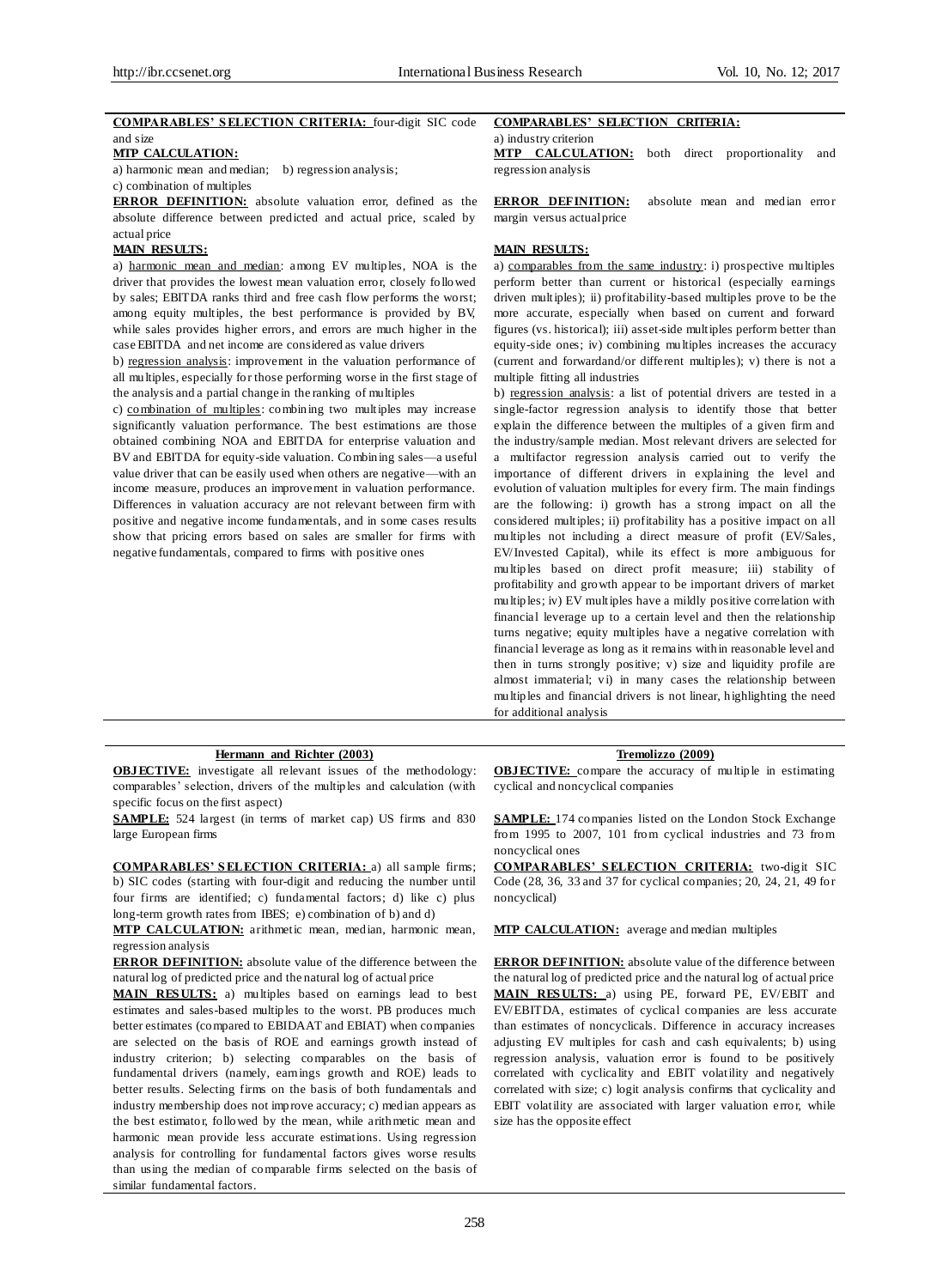**COMPARABLES' SELECTION CRITERIA:** four-digit SIC code and size

**MTP CALCULATION:**

a) harmonic mean and median; b) regression analysis;

c) combination of multiples

**ERROR DEFINITION:** absolute valuation error, defined as the absolute difference between predicted and actual price, scaled by actual price

**MAIN RESULTS:**

a) harmonic mean and median: among EV multiples, NOA is the driver that provides the lowest mean valuation error, closely followed by sales; EBITDA ranks third and free cash flow performs the worst; among equity multiples, the best performance is provided by BV, while sales provides higher errors, and errors are much higher in the case EBITDA and net income are considered as value drivers

b) regression analysis: improvement in the valuation performance of all multiples, especially for those performing worse in the first stage of the analysis and a partial change in the ranking of multiples

c) combination of multiples: combining two multiples may increase significantly valuation performance. The best estimations are those obtained combining NOA and EBITDA for enterprise valuation and BV and EBITDA for equity-side valuation. Combining sales—a useful value driver that can be easily used when others are negative—with an income measure, produces an improvement in valuation performance. Differences in valuation accuracy are not relevant between firm with positive and negative income fundamentals, and in some cases results show that pricing errors based on sales are smaller for firms with negative fundamentals, compared to firms with positive ones

**COMPARABLES' SELECTION CRITERIA:**

a) industry criterion

**MTP CALCULATION:** both direct proportionality and regression analysis

**ERROR DEFINITION:** absolute mean and median error margin versus actual price

**MAIN RESULTS:**

a) comparables from the same industry: i) prospective multiples perform better than current or historical (especially earnings driven multiples); ii) profitability-based multiples prove to be the more accurate, especially when based on current and forward figures (vs. historical); iii) asset-side multiples perform better than equity-side ones; iv) combining multiples increases the accuracy (current and forwardand/or different multiples); v) there is not a multiple fitting all industries

b) regression analysis: a list of potential drivers are tested in a single-factor regression analysis to identify those that better explain the difference between the multiples of a given firm and the industry/sample median. Most relevant drivers are selected for a multifactor regression analysis carried out to verify the importance of different drivers in explaining the level and evolution of valuation multiples for every firm. The main findings are the following: i) growth has a strong impact on all the considered multiples; ii) profitability has a positive impact on all multiples not including a direct measure of profit (EV/Sales, EV/Invested Capital), while its effect is more ambiguous for multiples based on direct profit measure; iii) stability of profitability and growth appear to be important drivers of market multiples; iv) EV multiples have a mildly positive correlation with financial leverage up to a certain level and then the relationship turns negative; equity multiples have a negative correlation with financial leverage as long as it remains within reasonable level and then in turns strongly positive; v) size and liquidity profile are almost immaterial; vi) in many cases the relationship between multiples and financial drivers is not linear, highlighting the need for additional analysis

---

**Hermann and Richter (2003)**

**OBJECTIVE:** investigate all relevant issues of the methodology: comparables' selection, drivers of the multiples and calculation (with specific focus on the first aspect)

**SAMPLE:** 524 largest (in terms of market cap) US firms and 830 large European firms

**COMPARABLES' SELECTION CRITERIA:** a) all sample firms; b) SIC codes (starting with four-digit and reducing the number until four firms are identified; c) fundamental factors; d) like c) plus long-term growth rates from IBES; e) combination of b) and d)

**MTP CALCULATION:** arithmetic mean, median, harmonic mean, regression analysis

**ERROR DEFINITION:** absolute value of the difference between the natural log of predicted price and the natural log of actual price

**MAIN RESULTS:** a) multiples based on earnings lead to best estimates and sales-based multiples to the worst. PB produces much better estimates (compared to EBIDAAT and EBIAT) when companies are selected on the basis of ROE and earnings growth instead of industry criterion; b) selecting comparables on the basis of fundamental drivers (namely, earnings growth and ROE) leads to better results. Selecting firms on the basis of both fundamentals and industry membership does not improve accuracy; c) median appears as the best estimator, followed by the mean, while arithmetic mean and harmonic mean provide less accurate estimations. Using regression analysis for controlling for fundamental factors gives worse results than using the median of comparable firms selected on the basis of similar fundamental factors.

**Tremolizzo (2009)**

**OBJECTIVE:** compare the accuracy of multiple in estimating cyclical and noncyclical companies

**SAMPLE:** 174 companies listed on the London Stock Exchange from 1995 to 2007, 101 from cyclical industries and 73 from noncyclical ones

**COMPARABLES' SELECTION CRITERIA:** two-digit SIC Code (28, 36, 33 and 37 for cyclical companies; 20, 24, 21, 49 for noncyclical)

**MTP CALCULATION:** average and median multiples

**ERROR DEFINITION:** absolute value of the difference between the natural log of predicted price and the natural log of actual price

**MAIN RESULTS:** a) using PE, forward PE, EV/EBIT and EV/EBITDA, estimates of cyclical companies are less accurate than estimates of noncyclicals. Difference in accuracy increases adjusting EV multiples for cash and cash equivalents; b) using regression analysis, valuation error is found to be positively correlated with cyclicality and EBIT volatility and negatively correlated with size; c) logit analysis confirms that cyclicality and EBIT volatility are associated with larger valuation error, while size has the opposite effect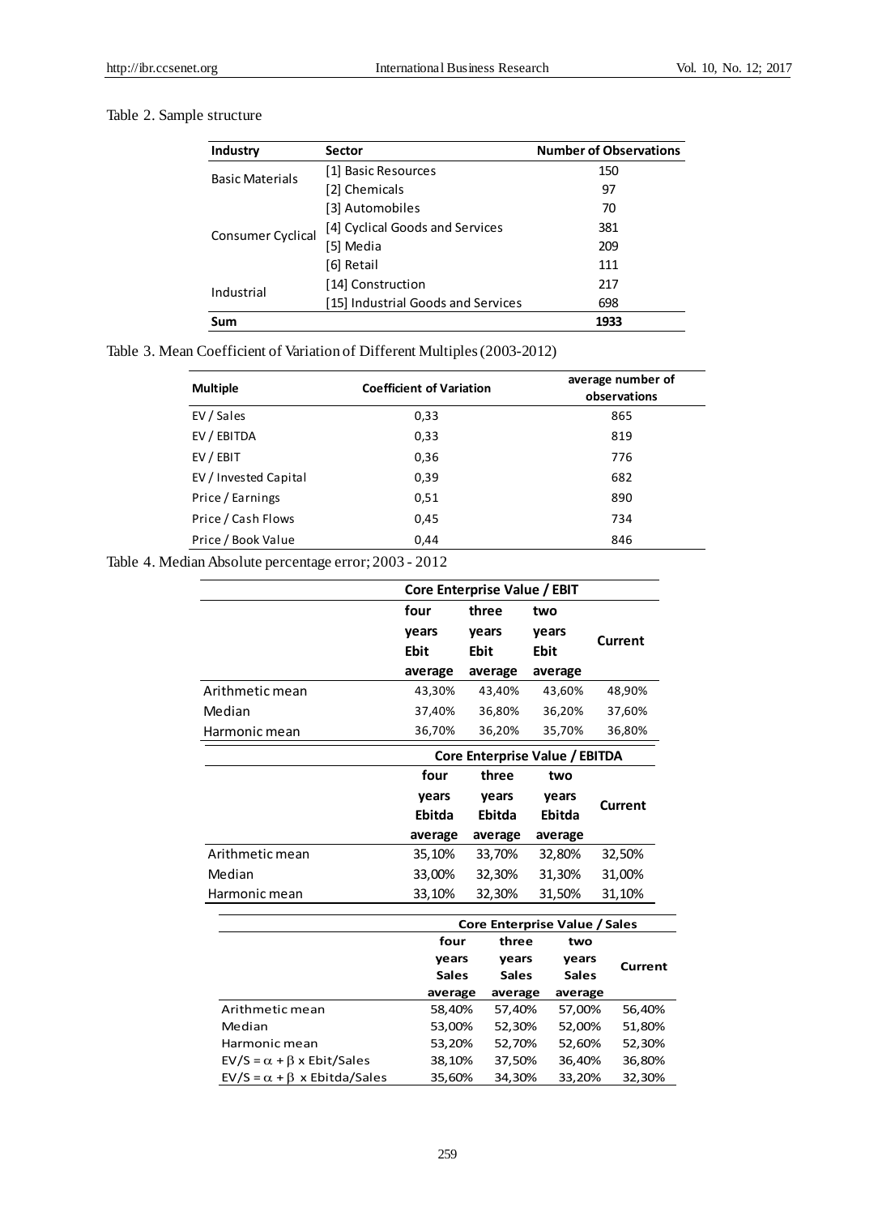Table 2. Sample structure

| Industry | Sector | Number of Observations |
|---|---|---|
| Basic Materials | [1] Basic Resources | 150 |
| | [2] Chemicals | 97 |
| Consumer Cyclical | [3] Automobiles | 70 |
| | [4] Cyclical Goods and Services | 381 |
| | [5] Media | 209 |
| | [6] Retail | 111 |
| Industrial | [14] Construction | 217 |
| | [15] Industrial Goods and Services | 698 |
| **Sum** | | **1933** |

Table 3. Mean Coefficient of Variation of Different Multiples (2003-2012)

| Multiple | Coefficient of Variation | average number of observations |
|---|---|---|
| EV / Sales | 0,33 | 865 |
| EV / EBITDA | 0,33 | 819 |
| EV / EBIT | 0,36 | 776 |
| EV / Invested Capital | 0,39 | 682 |
| Price / Earnings | 0,51 | 890 |
| Price / Cash Flows | 0,45 | 734 |
| Price / Book Value | 0,44 | 846 |

Table 4. Median Absolute percentage error; 2003 - 2012

| | Core Enterprise Value / EBIT | | | |
|---|---|---|---|---|
| | four years Ebit average | three years Ebit average | two years Ebit average | Current |
| Arithmetic mean | 43,30% | 43,40% | 43,60% | 48,90% |
| Median | 37,40% | 36,80% | 36,20% | 37,60% |
| Harmonic mean | 36,70% | 36,20% | 35,70% | 36,80% |

| | Core Enterprise Value / EBITDA | | | |
|---|---|---|---|---|
| | four years Ebitda average | three years Ebitda average | two years Ebitda average | Current |
| Arithmetic mean | 35,10% | 33,70% | 32,80% | 32,50% |
| Median | 33,00% | 32,30% | 31,30% | 31,00% |
| Harmonic mean | 33,10% | 32,30% | 31,50% | 31,10% |

| | Core Enterprise Value / Sales | | | |
|---|---|---|---|---|
| | four years Sales average | three years Sales average | two years Sales average | Current |
| Arithmetic mean | 58,40% | 57,40% | 57,00% | 56,40% |
| Median | 53,00% | 52,30% | 52,00% | 51,80% |
| Harmonic mean | 53,20% | 52,70% | 52,60% | 52,30% |
| $EV/S = \alpha + \beta \times Ebit/Sales$ | 38,10% | 37,50% | 36,40% | 36,80% |
| $EV/S = \alpha + \beta \times Ebitda/Sales$ | 35,60% | 34,30% | 33,20% | 32,30% |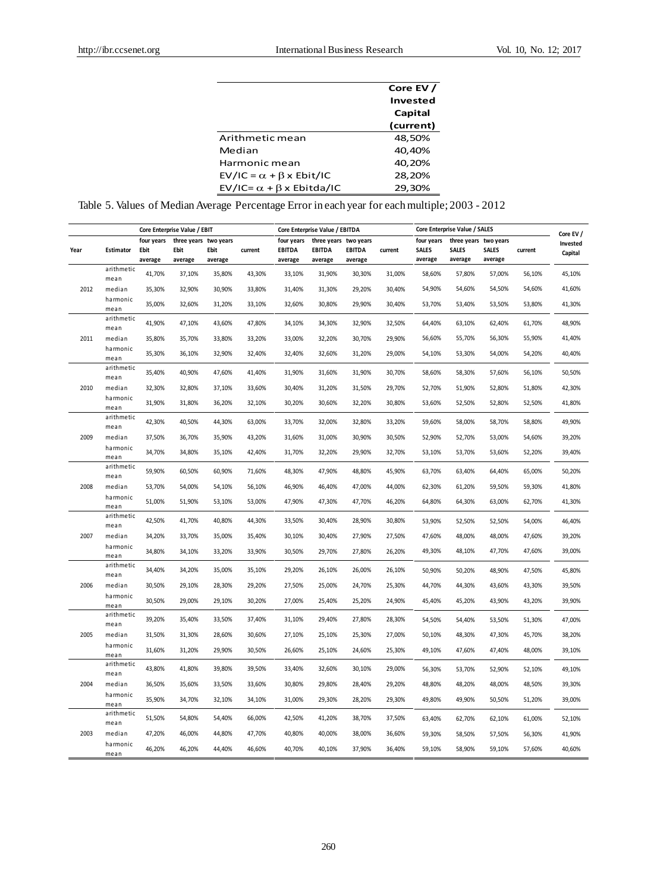| | Core EV / Invested Capital (current) |
|---|---|
| Arithmetic mean | 48,50% |
| Median | 40,40% |
| Harmonic mean | 40,20% |
| $EV/IC = \alpha + \beta \times Ebit/IC$ | 28,20% |
| $EV/IC = \alpha + \beta \times Ebitda/IC$ | 29,30% |

Table 5. Values of Median Average Percentage Error in each year for each multiple; 2003 - 2012

| | | Core Enterprise Value / EBIT | | | | Core Enterprise Value / EBITDA | | | | Core Enterprise Value / SALES | | | | Core EV / Invested Capital |
|---|---|---|---|---|---|---|---|---|---|---|---|---|---|---|
| Year | Estimator | four years Ebit average | three years Ebit average | two years Ebit average | current | four years EBITDA average | three years EBITDA average | two years EBITDA average | current | four years SALES average | three years SALES average | two years SALES average | current | |
| 2012 | arithmetic mean | 41,70% | 37,10% | 35,80% | 43,30% | 33,10% | 31,90% | 30,30% | 31,00% | 58,60% | 57,80% | 57,00% | 56,10% | 45,10% |
| | median | 35,30% | 32,90% | 30,90% | 33,80% | 31,40% | 31,30% | 29,20% | 30,40% | 54,90% | 54,60% | 54,50% | 54,60% | 41,60% |
| | harmonic mean | 35,00% | 32,60% | 31,20% | 33,10% | 32,60% | 30,80% | 29,90% | 30,40% | 53,70% | 53,40% | 53,50% | 53,80% | 41,30% |
| 2011 | arithmetic mean | 41,90% | 47,10% | 43,60% | 47,80% | 34,10% | 34,30% | 32,90% | 32,50% | 64,40% | 63,10% | 62,40% | 61,70% | 48,90% |
| | median | 35,80% | 35,70% | 33,80% | 33,20% | 33,00% | 32,20% | 30,70% | 29,90% | 56,60% | 55,70% | 56,30% | 55,90% | 41,40% |
| | harmonic mean | 35,30% | 36,10% | 32,90% | 32,40% | 32,40% | 32,60% | 31,20% | 29,00% | 54,10% | 53,30% | 54,00% | 54,20% | 40,40% |
| 2010 | arithmetic mean | 35,40% | 40,90% | 47,60% | 41,40% | 31,90% | 31,60% | 31,90% | 30,70% | 58,60% | 58,30% | 57,60% | 56,10% | 50,50% |
| | median | 32,30% | 32,80% | 37,10% | 33,60% | 30,40% | 31,20% | 31,50% | 29,70% | 52,70% | 51,90% | 52,80% | 51,80% | 42,30% |
| | harmonic mean | 31,90% | 31,80% | 36,20% | 32,10% | 30,20% | 30,60% | 32,20% | 30,80% | 53,60% | 52,50% | 52,80% | 52,50% | 41,80% |
| 2009 | arithmetic mean | 42,30% | 40,50% | 44,30% | 63,00% | 33,70% | 32,00% | 32,80% | 33,20% | 59,60% | 58,00% | 58,70% | 58,80% | 49,90% |
| | median | 37,50% | 36,70% | 35,90% | 43,20% | 31,60% | 31,00% | 30,90% | 30,50% | 52,90% | 52,70% | 53,00% | 54,60% | 39,20% |
| | harmonic mean | 34,70% | 34,80% | 35,10% | 42,40% | 31,70% | 32,20% | 29,90% | 32,70% | 53,10% | 53,70% | 53,60% | 52,20% | 39,40% |
| 2008 | arithmetic mean | 59,90% | 60,50% | 60,90% | 71,60% | 48,30% | 47,90% | 48,80% | 45,90% | 63,70% | 63,40% | 64,40% | 65,00% | 50,20% |
| | median | 53,70% | 54,00% | 54,10% | 56,10% | 46,90% | 46,40% | 47,00% | 44,00% | 62,30% | 61,20% | 59,50% | 59,30% | 41,80% |
| | harmonic mean | 51,00% | 51,90% | 53,10% | 53,00% | 47,90% | 47,30% | 47,70% | 46,20% | 64,80% | 64,30% | 63,00% | 62,70% | 41,30% |
| 2007 | arithmetic mean | 42,50% | 41,70% | 40,80% | 44,30% | 33,50% | 30,40% | 28,90% | 30,80% | 53,90% | 52,50% | 52,50% | 54,00% | 46,40% |
| | median | 34,20% | 33,70% | 35,00% | 35,40% | 30,10% | 30,40% | 27,90% | 27,50% | 47,60% | 48,00% | 48,00% | 47,60% | 39,20% |
| | harmonic mean | 34,80% | 34,10% | 33,20% | 33,90% | 30,50% | 29,70% | 27,80% | 26,20% | 49,30% | 48,10% | 47,70% | 47,60% | 39,00% |
| 2006 | arithmetic mean | 34,40% | 34,20% | 35,00% | 35,10% | 29,20% | 26,10% | 26,00% | 26,10% | 50,90% | 50,20% | 48,90% | 47,50% | 45,80% |
| | median | 30,50% | 29,10% | 28,30% | 29,20% | 27,50% | 25,00% | 24,70% | 25,30% | 44,70% | 44,30% | 43,60% | 43,30% | 39,50% |
| | harmonic mean | 30,50% | 29,00% | 29,10% | 30,20% | 27,00% | 25,40% | 25,20% | 24,90% | 45,40% | 45,20% | 43,90% | 43,20% | 39,90% |
| 2005 | arithmetic mean | 39,20% | 35,40% | 33,50% | 37,40% | 31,10% | 29,40% | 27,80% | 28,30% | 54,50% | 54,40% | 53,50% | 51,30% | 47,00% |
| | median | 31,50% | 31,30% | 28,60% | 30,60% | 27,10% | 25,10% | 25,30% | 27,00% | 50,10% | 48,30% | 47,30% | 45,70% | 38,20% |
| | harmonic mean | 31,60% | 31,20% | 29,90% | 30,50% | 26,60% | 25,10% | 24,60% | 25,30% | 49,10% | 47,60% | 47,40% | 48,00% | 39,10% |
| 2004 | arithmetic mean | 43,80% | 41,80% | 39,80% | 39,50% | 33,40% | 32,60% | 30,10% | 29,00% | 56,30% | 53,70% | 52,90% | 52,10% | 49,10% |
| | median | 36,50% | 35,60% | 33,50% | 33,60% | 30,80% | 29,80% | 28,40% | 29,20% | 48,80% | 48,20% | 48,00% | 48,50% | 39,30% |
| | harmonic mean | 35,90% | 34,70% | 32,10% | 34,10% | 31,00% | 29,30% | 28,20% | 29,30% | 49,80% | 49,90% | 50,50% | 51,20% | 39,00% |
| 2003 | arithmetic mean | 51,50% | 54,80% | 54,40% | 66,00% | 42,50% | 41,20% | 38,70% | 37,50% | 63,40% | 62,70% | 62,10% | 61,00% | 52,10% |
| | median | 47,20% | 46,00% | 44,80% | 47,70% | 40,80% | 40,00% | 38,00% | 36,60% | 59,30% | 58,50% | 57,50% | 56,30% | 41,90% |
| | harmonic mean | 46,20% | 46,20% | 44,40% | 46,60% | 40,70% | 40,10% | 37,90% | 36,40% | 59,10% | 58,90% | 59,10% | 57,60% | 40,60% |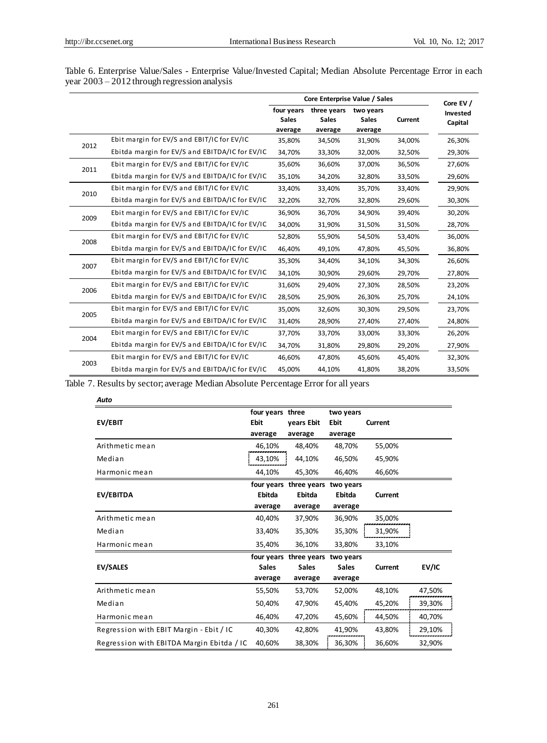Table 6. Enterprise Value/Sales - Enterprise Value/Invested Capital; Median Absolute Percentage Error in each year 2003 – 2012 through regression analysis

| | | Core Enterprise Value / Sales | | | | Core EV / Invested Capital |
|---|---|---|---|---|---|---|
| | | four years Sales average | three years Sales average | two years Sales average | Current | |
| 2012 | Ebit margin for EV/S and EBIT/IC for EV/IC | 35,80% | 34,50% | 31,90% | 34,00% | 26,30% |
| | Ebitda margin for EV/S and EBITDA/IC for EV/IC | 34,70% | 33,30% | 32,00% | 32,50% | 29,30% |
| 2011 | Ebit margin for EV/S and EBIT/IC for EV/IC | 35,60% | 36,60% | 37,00% | 36,50% | 27,60% |
| | Ebitda margin for EV/S and EBITDA/IC for EV/IC | 35,10% | 34,20% | 32,80% | 33,50% | 29,60% |
| 2010 | Ebit margin for EV/S and EBIT/IC for EV/IC | 33,40% | 33,40% | 35,70% | 33,40% | 29,90% |
| | Ebitda margin for EV/S and EBITDA/IC for EV/IC | 32,20% | 32,70% | 32,80% | 29,60% | 30,30% |
| 2009 | Ebit margin for EV/S and EBIT/IC for EV/IC | 36,90% | 36,70% | 34,90% | 39,40% | 30,20% |
| | Ebitda margin for EV/S and EBITDA/IC for EV/IC | 34,00% | 31,90% | 31,50% | 31,50% | 28,70% |
| 2008 | Ebit margin for EV/S and EBIT/IC for EV/IC | 52,80% | 55,90% | 54,50% | 53,40% | 36,00% |
| | Ebitda margin for EV/S and EBITDA/IC for EV/IC | 46,40% | 49,10% | 47,80% | 45,50% | 36,80% |
| 2007 | Ebit margin for EV/S and EBIT/IC for EV/IC | 35,30% | 34,40% | 34,10% | 34,30% | 26,60% |
| | Ebitda margin for EV/S and EBITDA/IC for EV/IC | 34,10% | 30,90% | 29,60% | 29,70% | 27,80% |
| 2006 | Ebit margin for EV/S and EBIT/IC for EV/IC | 31,60% | 29,40% | 27,30% | 28,50% | 23,20% |
| | Ebitda margin for EV/S and EBITDA/IC for EV/IC | 28,50% | 25,90% | 26,30% | 25,70% | 24,10% |
| 2005 | Ebit margin for EV/S and EBIT/IC for EV/IC | 35,00% | 32,60% | 30,30% | 29,50% | 23,70% |
| | Ebitda margin for EV/S and EBITDA/IC for EV/IC | 31,40% | 28,90% | 27,40% | 27,40% | 24,80% |
| 2004 | Ebit margin for EV/S and EBIT/IC for EV/IC | 37,70% | 33,70% | 33,00% | 33,30% | 26,20% |
| | Ebitda margin for EV/S and EBITDA/IC for EV/IC | 34,70% | 31,80% | 29,80% | 29,20% | 27,90% |
| 2003 | Ebit margin for EV/S and EBIT/IC for EV/IC | 46,60% | 47,80% | 45,60% | 45,40% | 32,30% |
| | Ebitda margin for EV/S and EBITDA/IC for EV/IC | 45,00% | 44,10% | 41,80% | 38,20% | 33,50% |

Table 7. Results by sector; average Median Absolute Percentage Error for all years

***Auto***

| EV/EBIT | four years Ebit average | three years Ebit average | two years Ebit average | Current | |
|---|---|---|---|---|---|
| Arithmetic mean | 46,10% | 48,40% | 48,70% | 55,00% | |
| Median | 43,10% | 44,10% | 46,50% | 45,90% | |
| Harmonic mean | 44,10% | 45,30% | 46,40% | 46,60% | |
| **EV/EBITDA** | **four years Ebitda average** | **three years Ebitda average** | **two years Ebitda average** | **Current** | |
| Arithmetic mean | 40,40% | 37,90% | 36,90% | 35,00% | |
| Median | 33,40% | 35,30% | 35,30% | 31,90% | |
| Harmonic mean | 35,40% | 36,10% | 33,80% | 33,10% | |
| **EV/SALES** | **four years Sales average** | **three years Sales average** | **two years Sales average** | **Current** | **EV/IC** |
| Arithmetic mean | 55,50% | 53,70% | 52,00% | 48,10% | 47,50% |
| Median | 50,40% | 47,90% | 45,40% | 45,20% | 39,30% |
| Harmonic mean | 46,40% | 47,20% | 45,60% | 44,50% | 40,70% |
| Regression with EBIT Margin - Ebit / IC | 40,30% | 42,80% | 41,90% | 43,80% | 29,10% |
| Regression with EBITDA Margin Ebitda / IC | 40,60% | 38,30% | 36,30% | 36,60% | 32,90% |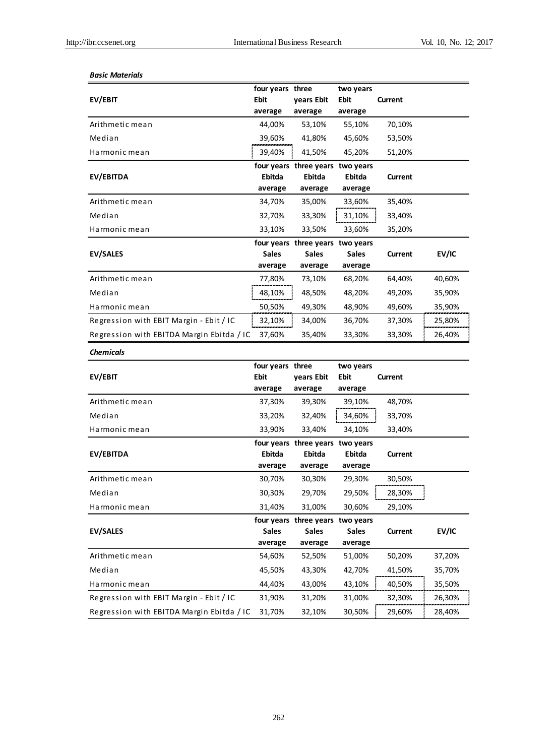***Basic Materials***

| EV/EBIT | four years Ebit average | three years Ebit average | two years Ebit average | Current | |
|---|---|---|---|---|---|
| Arithmetic mean | 44,00% | 53,10% | 55,10% | 70,10% | |
| Median | 39,60% | 41,80% | 45,60% | 53,50% | |
| Harmonic mean | 39,40% | 41,50% | 45,20% | 51,20% | |
| **EV/EBITDA** | **four years Ebitda average** | **three years Ebitda average** | **two years Ebitda average** | **Current** | |
| Arithmetic mean | 34,70% | 35,00% | 33,60% | 35,40% | |
| Median | 32,70% | 33,30% | 31,10% | 33,40% | |
| Harmonic mean | 33,10% | 33,50% | 33,60% | 35,20% | |
| **EV/SALES** | **four years Sales average** | **three years Sales average** | **two years Sales average** | **Current** | **EV/IC** |
| Arithmetic mean | 77,80% | 73,10% | 68,20% | 64,40% | 40,60% |
| Median | 48,10% | 48,50% | 48,20% | 49,20% | 35,90% |
| Harmonic mean | 50,50% | 49,30% | 48,90% | 49,60% | 35,90% |
| Regression with EBIT Margin - Ebit / IC | 32,10% | 34,00% | 36,70% | 37,30% | 25,80% |
| Regression with EBITDA Margin Ebitda / IC | 37,60% | 35,40% | 33,30% | 33,30% | 26,40% |

***Chemicals***

| EV/EBIT | four years Ebit average | three years Ebit average | two years Ebit average | Current | |
|---|---|---|---|---|---|
| Arithmetic mean | 37,30% | 39,30% | 39,10% | 48,70% | |
| Median | 33,20% | 32,40% | 34,60% | 33,70% | |
| Harmonic mean | 33,90% | 33,40% | 34,10% | 33,40% | |
| **EV/EBITDA** | **four years Ebitda average** | **three years Ebitda average** | **two years Ebitda average** | **Current** | |
| Arithmetic mean | 30,70% | 30,30% | 29,30% | 30,50% | |
| Median | 30,30% | 29,70% | 29,50% | 28,30% | |
| Harmonic mean | 31,40% | 31,00% | 30,60% | 29,10% | |
| **EV/SALES** | **four years Sales average** | **three years Sales average** | **two years Sales average** | **Current** | **EV/IC** |
| Arithmetic mean | 54,60% | 52,50% | 51,00% | 50,20% | 37,20% |
| Median | 45,50% | 43,30% | 42,70% | 41,50% | 35,70% |
| Harmonic mean | 44,40% | 43,00% | 43,10% | 40,50% | 35,50% |
| Regression with EBIT Margin - Ebit / IC | 31,90% | 31,20% | 31,00% | 32,30% | 26,30% |
| Regression with EBITDA Margin Ebitda / IC | 31,70% | 32,10% | 30,50% | 29,60% | 28,40% |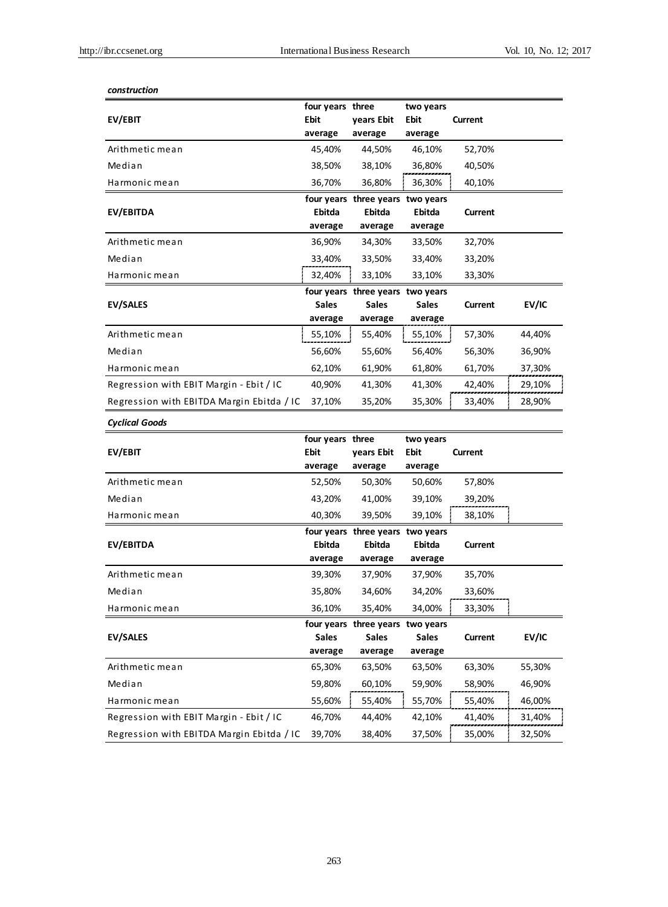***construction***

| EV/EBIT | four years Ebit average | three years Ebit average | two years Ebit average | Current | |
|---|---|---|---|---|---|
| Arithmetic mean | 45,40% | 44,50% | 46,10% | 52,70% | |
| Median | 38,50% | 38,10% | 36,80% | 40,50% | |
| Harmonic mean | 36,70% | 36,80% | 36,30% | 40,10% | |
| **EV/EBITDA** | **four years Ebitda average** | **three years Ebitda average** | **two years Ebitda average** | **Current** | |
| Arithmetic mean | 36,90% | 34,30% | 33,50% | 32,70% | |
| Median | 33,40% | 33,50% | 33,40% | 33,20% | |
| Harmonic mean | 32,40% | 33,10% | 33,10% | 33,30% | |
| **EV/SALES** | **four years Sales average** | **three years Sales average** | **two years Sales average** | **Current** | **EV/IC** |
| Arithmetic mean | 55,10% | 55,40% | 55,10% | 57,30% | 44,40% |
| Median | 56,60% | 55,60% | 56,40% | 56,30% | 36,90% |
| Harmonic mean | 62,10% | 61,90% | 61,80% | 61,70% | 37,30% |
| Regression with EBIT Margin - Ebit / IC | 40,90% | 41,30% | 41,30% | 42,40% | 29,10% |
| Regression with EBITDA Margin Ebitda / IC | 37,10% | 35,20% | 35,30% | 33,40% | 28,90% |

***Cyclical Goods***

| EV/EBIT | four years Ebit average | three years Ebit average | two years Ebit average | Current | |
|---|---|---|---|---|---|
| Arithmetic mean | 52,50% | 50,30% | 50,60% | 57,80% | |
| Median | 43,20% | 41,00% | 39,10% | 39,20% | |
| Harmonic mean | 40,30% | 39,50% | 39,10% | 38,10% | |
| **EV/EBITDA** | **four years Ebitda average** | **three years Ebitda average** | **two years Ebitda average** | **Current** | |
| Arithmetic mean | 39,30% | 37,90% | 37,90% | 35,70% | |
| Median | 35,80% | 34,60% | 34,20% | 33,60% | |
| Harmonic mean | 36,10% | 35,40% | 34,00% | 33,30% | |
| **EV/SALES** | **four years Sales average** | **three years Sales average** | **two years Sales average** | **Current** | **EV/IC** |
| Arithmetic mean | 65,30% | 63,50% | 63,50% | 63,30% | 55,30% |
| Median | 59,80% | 60,10% | 59,90% | 58,90% | 46,90% |
| Harmonic mean | 55,60% | 55,40% | 55,70% | 55,40% | 46,00% |
| Regression with EBIT Margin - Ebit / IC | 46,70% | 44,40% | 42,10% | 41,40% | 31,40% |
| Regression with EBITDA Margin Ebitda / IC | 39,70% | 38,40% | 37,50% | 35,00% | 32,50% |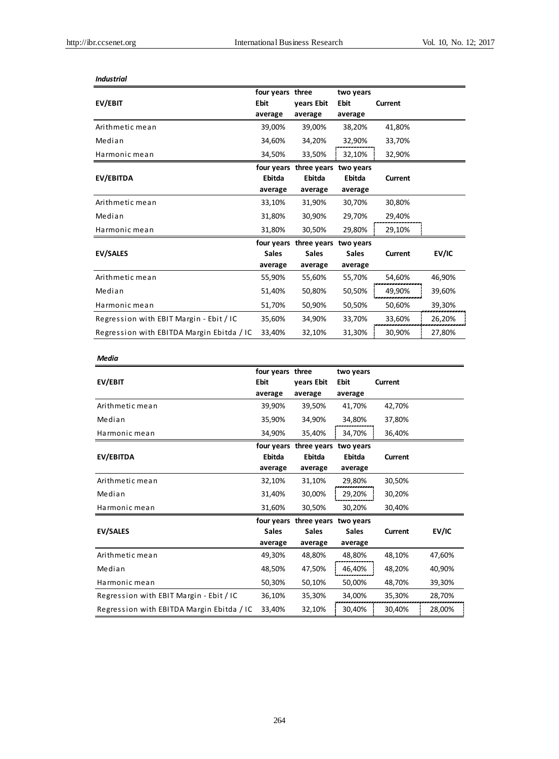***Industrial***

| EV/EBIT | four years Ebit average | three years Ebit average | two years Ebit average | Current | |
|---|---|---|---|---|---|
| Arithmetic mean | 39,00% | 39,00% | 38,20% | 41,80% | |
| Median | 34,60% | 34,20% | 32,90% | 33,70% | |
| Harmonic mean | 34,50% | 33,50% | 32,10% | 32,90% | |
| **EV/EBITDA** | **four years Ebitda average** | **three years Ebitda average** | **two years Ebitda average** | **Current** | |
| Arithmetic mean | 33,10% | 31,90% | 30,70% | 30,80% | |
| Median | 31,80% | 30,90% | 29,70% | 29,40% | |
| Harmonic mean | 31,80% | 30,50% | 29,80% | 29,10% | |
| **EV/SALES** | **four years Sales average** | **three years Sales average** | **two years Sales average** | **Current** | **EV/IC** |
| Arithmetic mean | 55,90% | 55,60% | 55,70% | 54,60% | 46,90% |
| Median | 51,40% | 50,80% | 50,50% | 49,90% | 39,60% |
| Harmonic mean | 51,70% | 50,90% | 50,50% | 50,60% | 39,30% |
| Regression with EBIT Margin - Ebit / IC | 35,60% | 34,90% | 33,70% | 33,60% | 26,20% |
| Regression with EBITDA Margin Ebitda / IC | 33,40% | 32,10% | 31,30% | 30,90% | 27,80% |

***Media***

| EV/EBIT | four years Ebit average | three years Ebit average | two years Ebit average | Current | |
|---|---|---|---|---|---|
| Arithmetic mean | 39,90% | 39,50% | 41,70% | 42,70% | |
| Median | 35,90% | 34,90% | 34,80% | 37,80% | |
| Harmonic mean | 34,90% | 35,40% | 34,70% | 36,40% | |
| **EV/EBITDA** | **four years Ebitda average** | **three years Ebitda average** | **two years Ebitda average** | **Current** | |
| Arithmetic mean | 32,10% | 31,10% | 29,80% | 30,50% | |
| Median | 31,40% | 30,00% | 29,20% | 30,20% | |
| Harmonic mean | 31,60% | 30,50% | 30,20% | 30,40% | |
| **EV/SALES** | **four years Sales average** | **three years Sales average** | **two years Sales average** | **Current** | **EV/IC** |
| Arithmetic mean | 49,30% | 48,80% | 48,80% | 48,10% | 47,60% |
| Median | 48,50% | 47,50% | 46,40% | 48,20% | 40,90% |
| Harmonic mean | 50,30% | 50,10% | 50,00% | 48,70% | 39,30% |
| Regression with EBIT Margin - Ebit / IC | 36,10% | 35,30% | 34,00% | 35,30% | 28,70% |
| Regression with EBITDA Margin Ebitda / IC | 33,40% | 32,10% | 30,40% | 30,40% | 28,00% |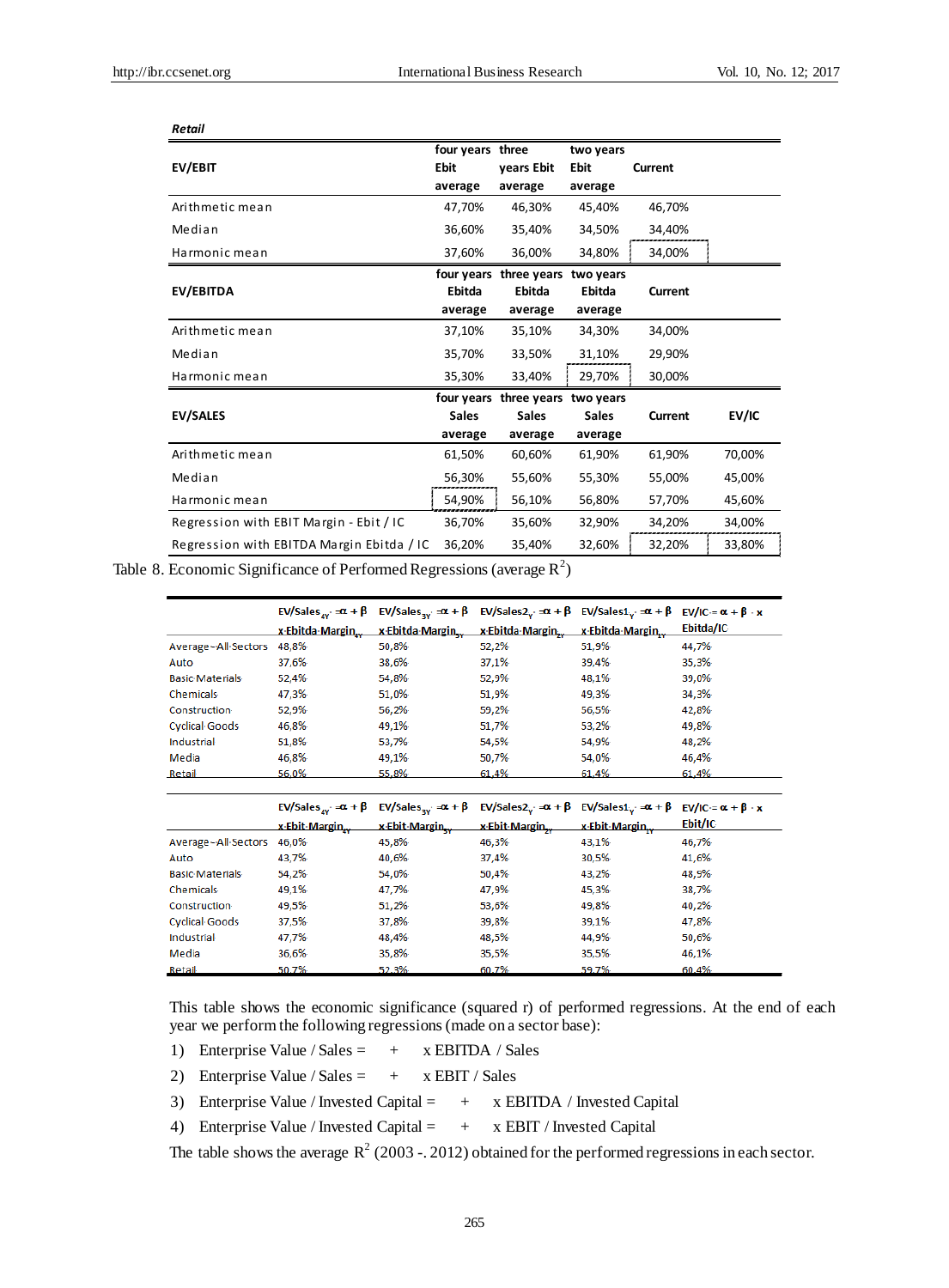***Retail***

| EV/EBIT | four years Ebit average | three years Ebit average | two years Ebit average | Current | |
|---|---|---|---|---|---|
| Arithmetic mean | 47,70% | 46,30% | 45,40% | 46,70% | |
| Median | 36,60% | 35,40% | 34,50% | 34,40% | |
| Harmonic mean | 37,60% | 36,00% | 34,80% | 34,00% | |
| **EV/EBITDA** | **four years Ebitda average** | **three years Ebitda average** | **two years Ebitda average** | **Current** | |
| Arithmetic mean | 37,10% | 35,10% | 34,30% | 34,00% | |
| Median | 35,70% | 33,50% | 31,10% | 29,90% | |
| Harmonic mean | 35,30% | 33,40% | 29,70% | 30,00% | |
| **EV/SALES** | **four years Sales average** | **three years Sales average** | **two years Sales average** | **Current** | **EV/IC** |
| Arithmetic mean | 61,50% | 60,60% | 61,90% | 61,90% | 70,00% |
| Median | 56,30% | 55,60% | 55,30% | 55,00% | 45,00% |
| Harmonic mean | 54,90% | 56,10% | 56,80% | 57,70% | 45,60% |
| Regression with EBIT Margin - Ebit / IC | 36,70% | 35,60% | 32,90% | 34,20% | 34,00% |
| Regression with EBITDA Margin Ebitda / IC | 36,20% | 35,40% | 32,60% | 32,20% | 33,80% |

Table 8. Economic Significance of Performed Regressions (average $R^2$)

| | $EV/Sales_{4Y} = \alpha + \beta$ x Ebitda Margin$_{4Y}$ | $EV/Sales_{3Y} = \alpha + \beta$ x Ebitda Margin$_{3Y}$ | $EV/Sales2_{Y} = \alpha + \beta$ x Ebitda Margin$_{2Y}$ | $EV/Sales1_{Y} = \alpha + \beta$ x Ebitda Margin$_{1Y}$ | $EV/IC = \alpha + \beta \cdot x$ Ebitda/IC |
|---|---|---|---|---|---|
| Average - All Sectors | 48,8% | 50,8% | 52,2% | 51,9% | 44,7% |
| Auto | 37,6% | 38,6% | 37,1% | 39,4% | 35,3% |
| Basic Materials | 52,4% | 54,8% | 52,9% | 48,1% | 39,0% |
| Chemicals | 47,3% | 51,0% | 51,9% | 49,3% | 34,3% |
| Construction | 52,9% | 56,2% | 59,2% | 56,5% | 42,8% |
| Cyclical Goods | 46,8% | 49,1% | 51,7% | 53,2% | 49,8% |
| Industrial | 51,8% | 53,7% | 54,5% | 54,9% | 48,2% |
| Media | 46,8% | 49,1% | 50,7% | 54,0% | 46,4% |
| Retail | 56,0% | 55,8% | 61,4% | 61,4% | 61,4% |

| | $EV/Sales_{4Y} = \alpha + \beta$ x Ebit Margin$_{4Y}$ | $EV/Sales_{3Y} = \alpha + \beta$ x Ebit Margin$_{3Y}$ | $EV/Sales2_{Y} = \alpha + \beta$ x Ebit Margin$_{2Y}$ | $EV/Sales1_{Y} = \alpha + \beta$ x Ebit Margin$_{1Y}$ | $EV/IC = \alpha + \beta \cdot x$ Ebit/IC |
|---|---|---|---|---|---|
| Average - All Sectors | 46,0% | 45,8% | 46,3% | 43,1% | 46,7% |
| Auto | 43,7% | 40,6% | 37,4% | 30,5% | 41,6% |
| Basic Materials | 54,2% | 54,0% | 50,4% | 43,2% | 48,9% |
| Chemicals | 49,1% | 47,7% | 47,9% | 45,3% | 38,7% |
| Construction | 49,5% | 51,2% | 53,6% | 49,8% | 40,2% |
| Cyclical Goods | 37,5% | 37,8% | 39,8% | 39,1% | 47,8% |
| Industrial | 47,7% | 48,4% | 48,5% | 44,9% | 50,6% |
| Media | 36,6% | 35,8% | 35,5% | 35,5% | 46,1% |
| Retail | 50,7% | 52,3% | 60,7% | 59,7% | 60,4% |

This table shows the economic significance (squared r) of performed regressions. At the end of each year we perform the following regressions (made on a sector base):

1) Enterprise Value / Sales = + x EBITDA / Sales
2) Enterprise Value / Sales = + x EBIT / Sales
3) Enterprise Value / Invested Capital = + x EBITDA / Invested Capital
4) Enterprise Value / Invested Capital = + x EBIT / Invested Capital

The table shows the average $R^2$ (2003 -. 2012) obtained for the performed regressions in each sector.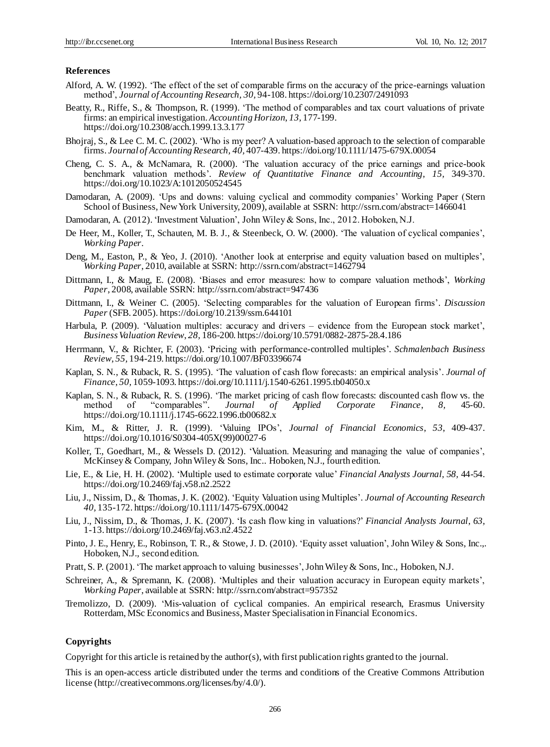## References

Alford, A. W. (1992). 'The effect of the set of comparable firms on the accuracy of the price-earnings valuation method', *Journal of Accounting Research, 30*, 94-108. https://doi.org/10.2307/2491093

Beatty, R., Riffe, S., & Thompson, R. (1999). 'The method of comparables and tax court valuations of private firms: an empirical investigation. *Accounting Horizon, 13*, 177-199. https://doi.org/10.2308/acch.1999.13.3.177

Bhojraj, S., & Lee C. M. C. (2002). 'Who is my peer? A valuation-based approach to the selection of comparable firms. *Journal of Accounting Research, 40*, 407-439. https://doi.org/10.1111/1475-679X.00054

Cheng, C. S. A., & McNamara, R. (2000). 'The valuation accuracy of the price earnings and price-book benchmark valuation methods'. *Review of Quantitative Finance and Accounting, 15*, 349-370. https://doi.org/10.1023/A:1012050524545

Damodaran, A. (2009). 'Ups and downs: valuing cyclical and commodity companies' Working Paper (Stern School of Business, New York University, 2009), available at SSRN: http://ssrn.com/abstract=1466041

Damodaran, A. (2012). 'Investment Valuation', John Wiley & Sons, Inc., 2012. Hoboken, N.J.

De Heer, M., Koller, T., Schauten, M. B. J., & Steenbeck, O. W. (2000). 'The valuation of cyclical companies', *Working Paper*.

Deng, M., Easton, P., & Yeo, J. (2010). 'Another look at enterprise and equity valuation based on multiples', *Working Paper*, 2010, available at SSRN: http://ssrn.com/abstract=1462794

Dittmann, I., & Maug, E. (2008). 'Biases and error measures: how to compare valuation methods', *Working Paper*, 2008, available SSRN: http://ssrn.com/abstract=947436

Dittmann, I., & Weiner C. (2005). 'Selecting comparables for the valuation of European firms'. *Discussion Paper* (SFB. 2005). https://doi.org/10.2139/ssrn.644101

Harbula, P. (2009). 'Valuation multiples: accuracy and drivers – evidence from the European stock market', *Business Valuation Review, 28*, 186-200. https://doi.org/10.5791/0882-2875-28.4.186

Herrmann, V., & Richter, F. (2003). 'Pricing with performance-controlled multiples'. *Schmalenbach Business Review, 55*, 194-219. https://doi.org/10.1007/BF03396674

Kaplan, S. N., & Ruback, R. S. (1995). 'The valuation of cash flow forecasts: an empirical analysis'. *Journal of Finance, 50*, 1059-1093. https://doi.org/10.1111/j.1540-6261.1995.tb04050.x

Kaplan, S. N., & Ruback, R. S. (1996). 'The market pricing of cash flow forecasts: discounted cash flow vs. the method of "comparables". *Journal of Applied Corporate Finance, 8*, 45-60. https://doi.org/10.1111/j.1745-6622.1996.tb00682.x

Kim, M., & Ritter, J. R. (1999). 'Valuing IPOs', *Journal of Financial Economics, 53*, 409-437. https://doi.org/10.1016/S0304-405X(99)00027-6

Koller, T., Goedhart, M., & Wessels D. (2012). 'Valuation. Measuring and managing the value of companies', McKinsey & Company, John Wiley & Sons, Inc.. Hoboken, N.J., fourth edition.

Lie, E., & Lie, H. H. (2002). 'Multiple used to estimate corporate value' *Financial Analysts Journal, 58*, 44-54. https://doi.org/10.2469/faj.v58.n2.2522

Liu, J., Nissim, D., & Thomas, J. K. (2002). 'Equity Valuation using Multiples'. *Journal of Accounting Research 40*, 135-172. https://doi.org/10.1111/1475-679X.00042

Liu, J., Nissim, D., & Thomas, J. K. (2007). 'Is cash flow king in valuations?' *Financial Analysts Journal, 63*, 1-13. https://doi.org/10.2469/faj.v63.n2.4522

Pinto, J. E., Henry, E., Robinson, T. R., & Stowe, J. D. (2010). 'Equity asset valuation', John Wiley & Sons, Inc.,. Hoboken, N.J., second edition.

Pratt, S. P. (2001). 'The market approach to valuing businesses', John Wiley & Sons, Inc., Hoboken, N.J.

Schreiner, A., & Spremann, K. (2008). 'Multiples and their valuation accuracy in European equity markets', *Working Paper*, available at SSRN: http://ssrn.com/abstract=957352

Tremolizzo, D. (2009). 'Mis-valuation of cyclical companies. An empirical research, Erasmus University Rotterdam, MSc Economics and Business, Master Specialisation in Financial Economics.

## Copyrights

Copyright for this article is retained by the author(s), with first publication rights granted to the journal.

This is an open-access article distributed under the terms and conditions of the Creative Commons Attribution license (http://creativecommons.org/licenses/by/4.0/).